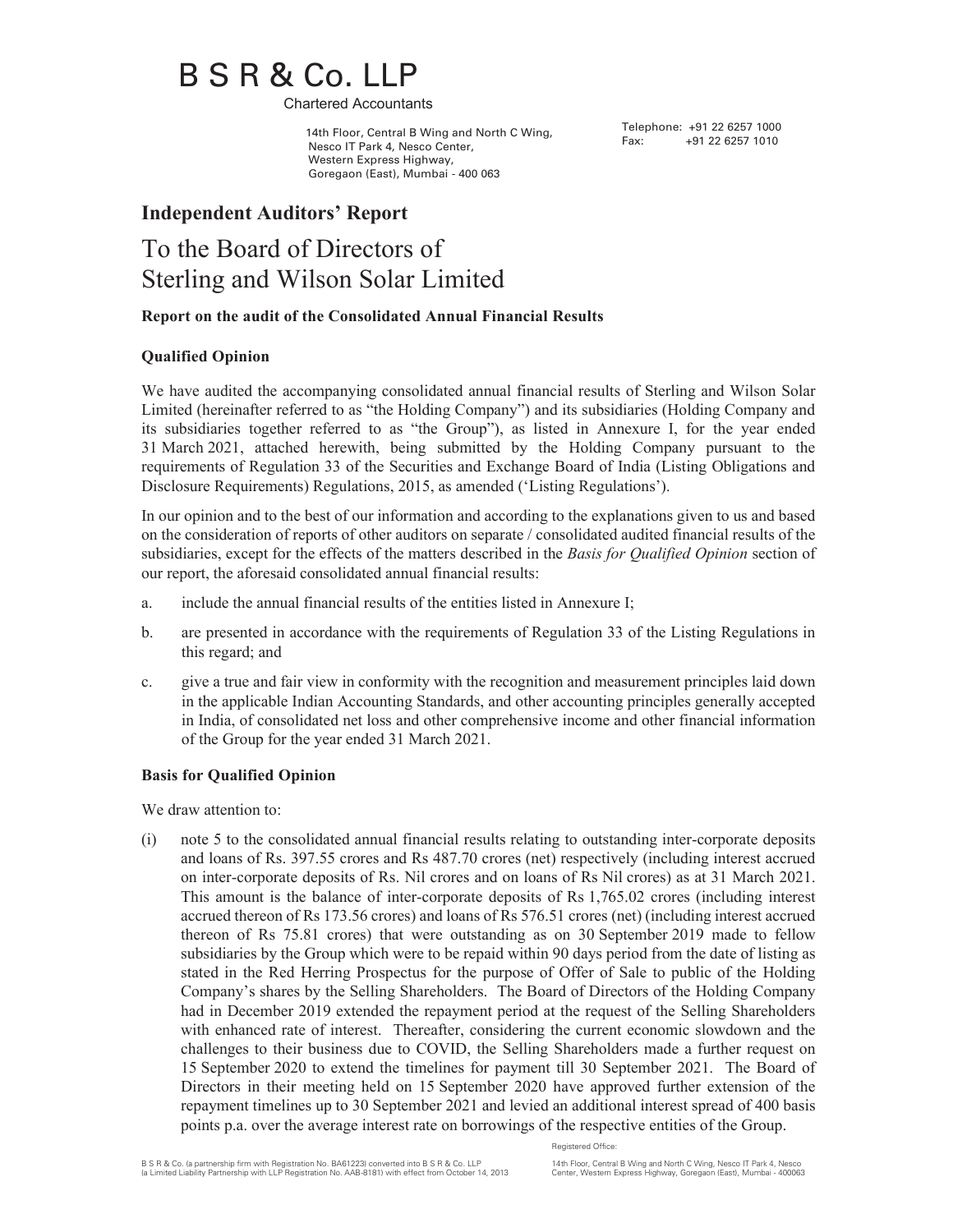# B S R & Co. LLP

Chartered Accountants

14th Floor, Central B Wing and North C Wing,
Nesco IT Park 4, Nesco Center,
Western Express Highway,
Goregaon (East), Mumbai - 400 063

Telephone: +91 22 6257 1000
Fax: +91 22 6257 1010

## Independent Auditors' Report

## To the Board of Directors of Sterling and Wilson Solar Limited

**Report on the audit of the Consolidated Annual Financial Results**

**Qualified Opinion**

We have audited the accompanying consolidated annual financial results of Sterling and Wilson Solar Limited (hereinafter referred to as "the Holding Company") and its subsidiaries (Holding Company and its subsidiaries together referred to as "the Group"), as listed in Annexure I, for the year ended 31 March 2021, attached herewith, being submitted by the Holding Company pursuant to the requirements of Regulation 33 of the Securities and Exchange Board of India (Listing Obligations and Disclosure Requirements) Regulations, 2015, as amended ('Listing Regulations').

In our opinion and to the best of our information and according to the explanations given to us and based on the consideration of reports of other auditors on separate / consolidated audited financial results of the subsidiaries, except for the effects of the matters described in the *Basis for Qualified Opinion* section of our report, the aforesaid consolidated annual financial results:

a. include the annual financial results of the entities listed in Annexure I;

b. are presented in accordance with the requirements of Regulation 33 of the Listing Regulations in this regard; and

c. give a true and fair view in conformity with the recognition and measurement principles laid down in the applicable Indian Accounting Standards, and other accounting principles generally accepted in India, of consolidated net loss and other comprehensive income and other financial information of the Group for the year ended 31 March 2021.

**Basis for Qualified Opinion**

We draw attention to:

(i) note 5 to the consolidated annual financial results relating to outstanding inter-corporate deposits and loans of Rs. 397.55 crores and Rs 487.70 crores (net) respectively (including interest accrued on inter-corporate deposits of Rs. Nil crores and on loans of Rs Nil crores) as at 31 March 2021. This amount is the balance of inter-corporate deposits of Rs 1,765.02 crores (including interest accrued thereon of Rs 173.56 crores) and loans of Rs 576.51 crores (net) (including interest accrued thereon of Rs 75.81 crores) that were outstanding as on 30 September 2019 made to fellow subsidiaries by the Group which were to be repaid within 90 days period from the date of listing as stated in the Red Herring Prospectus for the purpose of Offer of Sale to public of the Holding Company's shares by the Selling Shareholders. The Board of Directors of the Holding Company had in December 2019 extended the repayment period at the request of the Selling Shareholders with enhanced rate of interest. Thereafter, considering the current economic slowdown and the challenges to their business due to COVID, the Selling Shareholders made a further request on 15 September 2020 to extend the timelines for payment till 30 September 2021. The Board of Directors in their meeting held on 15 September 2020 have approved further extension of the repayment timelines up to 30 September 2021 and levied an additional interest spread of 400 basis points p.a. over the average interest rate on borrowings of the respective entities of the Group.

Registered Office:

B S R & Co. (a partnership firm with Registration No. BA61223) converted into B S R & Co. LLP (a Limited Liability Partnership with LLP Registration No. AAB-8181) with effect from October 14, 2013

14th Floor, Central B Wing and North C Wing, Nesco IT Park 4, Nesco Center, Western Express Highway, Goregaon (East), Mumbai - 400063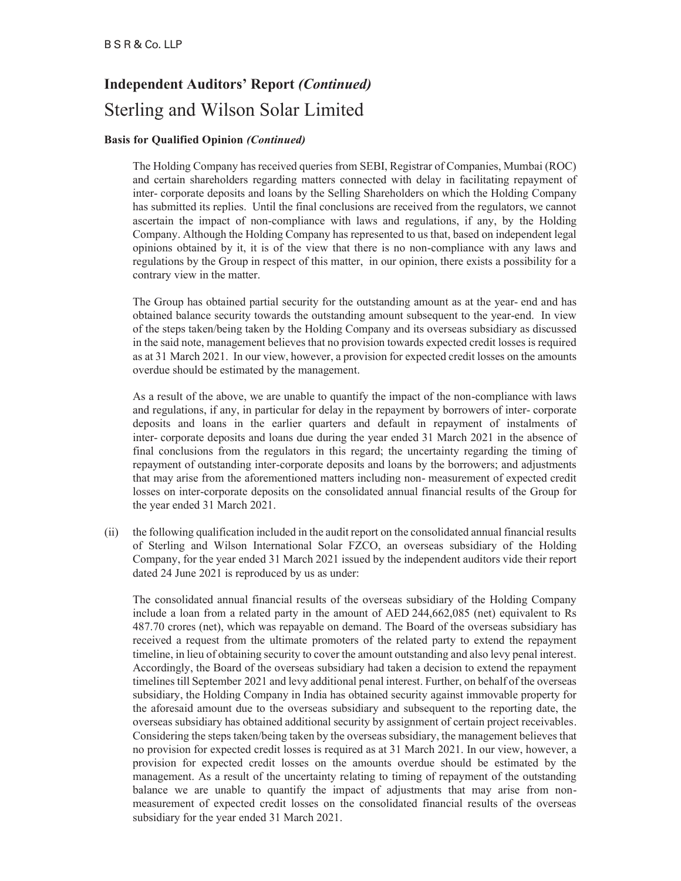## Independent Auditors' Report *(Continued)*

# Sterling and Wilson Solar Limited

**Basis for Qualified Opinion *(Continued)***

The Holding Company has received queries from SEBI, Registrar of Companies, Mumbai (ROC) and certain shareholders regarding matters connected with delay in facilitating repayment of inter- corporate deposits and loans by the Selling Shareholders on which the Holding Company has submitted its replies. Until the final conclusions are received from the regulators, we cannot ascertain the impact of non-compliance with laws and regulations, if any, by the Holding Company. Although the Holding Company has represented to us that, based on independent legal opinions obtained by it, it is of the view that there is no non-compliance with any laws and regulations by the Group in respect of this matter, in our opinion, there exists a possibility for a contrary view in the matter.

The Group has obtained partial security for the outstanding amount as at the year- end and has obtained balance security towards the outstanding amount subsequent to the year-end. In view of the steps taken/being taken by the Holding Company and its overseas subsidiary as discussed in the said note, management believes that no provision towards expected credit losses is required as at 31 March 2021. In our view, however, a provision for expected credit losses on the amounts overdue should be estimated by the management.

As a result of the above, we are unable to quantify the impact of the non-compliance with laws and regulations, if any, in particular for delay in the repayment by borrowers of inter- corporate deposits and loans in the earlier quarters and default in repayment of instalments of inter- corporate deposits and loans due during the year ended 31 March 2021 in the absence of final conclusions from the regulators in this regard; the uncertainty regarding the timing of repayment of outstanding inter-corporate deposits and loans by the borrowers; and adjustments that may arise from the aforementioned matters including non- measurement of expected credit losses on inter-corporate deposits on the consolidated annual financial results of the Group for the year ended 31 March 2021.

(ii) the following qualification included in the audit report on the consolidated annual financial results of Sterling and Wilson International Solar FZCO, an overseas subsidiary of the Holding Company, for the year ended 31 March 2021 issued by the independent auditors vide their report dated 24 June 2021 is reproduced by us as under:

The consolidated annual financial results of the overseas subsidiary of the Holding Company include a loan from a related party in the amount of AED 244,662,085 (net) equivalent to Rs 487.70 crores (net), which was repayable on demand. The Board of the overseas subsidiary has received a request from the ultimate promoters of the related party to extend the repayment timeline, in lieu of obtaining security to cover the amount outstanding and also levy penal interest. Accordingly, the Board of the overseas subsidiary had taken a decision to extend the repayment timelines till September 2021 and levy additional penal interest. Further, on behalf of the overseas subsidiary, the Holding Company in India has obtained security against immovable property for the aforesaid amount due to the overseas subsidiary and subsequent to the reporting date, the overseas subsidiary has obtained additional security by assignment of certain project receivables. Considering the steps taken/being taken by the overseas subsidiary, the management believes that no provision for expected credit losses is required as at 31 March 2021. In our view, however, a provision for expected credit losses on the amounts overdue should be estimated by the management. As a result of the uncertainty relating to timing of repayment of the outstanding balance we are unable to quantify the impact of adjustments that may arise from non-measurement of expected credit losses on the consolidated financial results of the overseas subsidiary for the year ended 31 March 2021.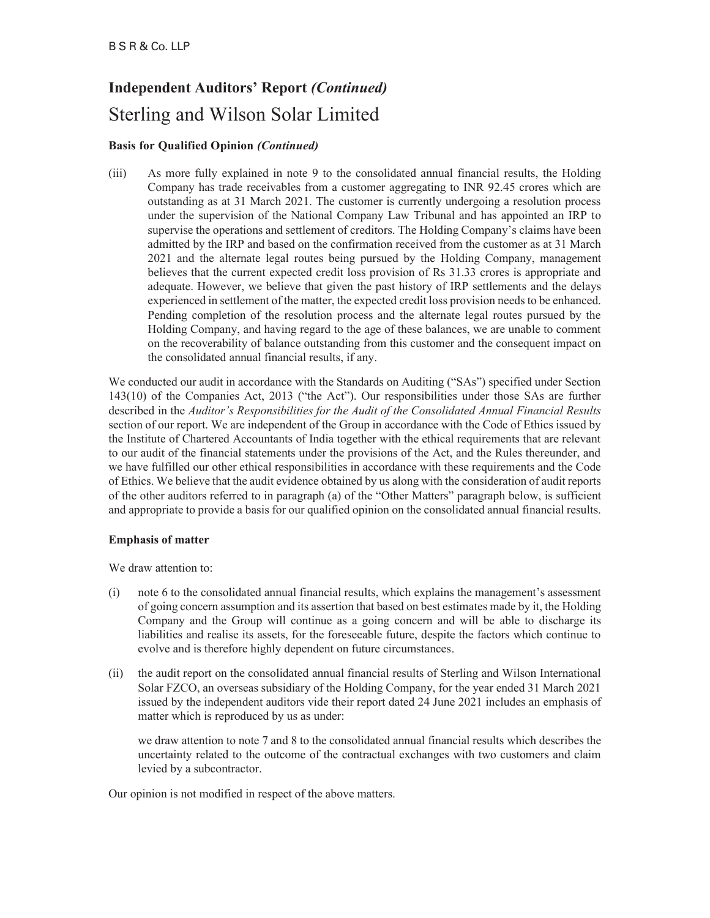B S R & Co. LLP

## Independent Auditors' Report *(Continued)*

# Sterling and Wilson Solar Limited

**Basis for Qualified Opinion *(Continued)***

(iii) As more fully explained in note 9 to the consolidated annual financial results, the Holding Company has trade receivables from a customer aggregating to INR 92.45 crores which are outstanding as at 31 March 2021. The customer is currently undergoing a resolution process under the supervision of the National Company Law Tribunal and has appointed an IRP to supervise the operations and settlement of creditors. The Holding Company's claims have been admitted by the IRP and based on the confirmation received from the customer as at 31 March 2021 and the alternate legal routes being pursued by the Holding Company, management believes that the current expected credit loss provision of Rs 31.33 crores is appropriate and adequate. However, we believe that given the past history of IRP settlements and the delays experienced in settlement of the matter, the expected credit loss provision needs to be enhanced. Pending completion of the resolution process and the alternate legal routes pursued by the Holding Company, and having regard to the age of these balances, we are unable to comment on the recoverability of balance outstanding from this customer and the consequent impact on the consolidated annual financial results, if any.

We conducted our audit in accordance with the Standards on Auditing ("SAs") specified under Section 143(10) of the Companies Act, 2013 ("the Act"). Our responsibilities under those SAs are further described in the *Auditor's Responsibilities for the Audit of the Consolidated Annual Financial Results* section of our report. We are independent of the Group in accordance with the Code of Ethics issued by the Institute of Chartered Accountants of India together with the ethical requirements that are relevant to our audit of the financial statements under the provisions of the Act, and the Rules thereunder, and we have fulfilled our other ethical responsibilities in accordance with these requirements and the Code of Ethics. We believe that the audit evidence obtained by us along with the consideration of audit reports of the other auditors referred to in paragraph (a) of the "Other Matters" paragraph below, is sufficient and appropriate to provide a basis for our qualified opinion on the consolidated annual financial results.

**Emphasis of matter**

We draw attention to:

(i) note 6 to the consolidated annual financial results, which explains the management's assessment of going concern assumption and its assertion that based on best estimates made by it, the Holding Company and the Group will continue as a going concern and will be able to discharge its liabilities and realise its assets, for the foreseeable future, despite the factors which continue to evolve and is therefore highly dependent on future circumstances.

(ii) the audit report on the consolidated annual financial results of Sterling and Wilson International Solar FZCO, an overseas subsidiary of the Holding Company, for the year ended 31 March 2021 issued by the independent auditors vide their report dated 24 June 2021 includes an emphasis of matter which is reproduced by us as under:

we draw attention to note 7 and 8 to the consolidated annual financial results which describes the uncertainty related to the outcome of the contractual exchanges with two customers and claim levied by a subcontractor.

Our opinion is not modified in respect of the above matters.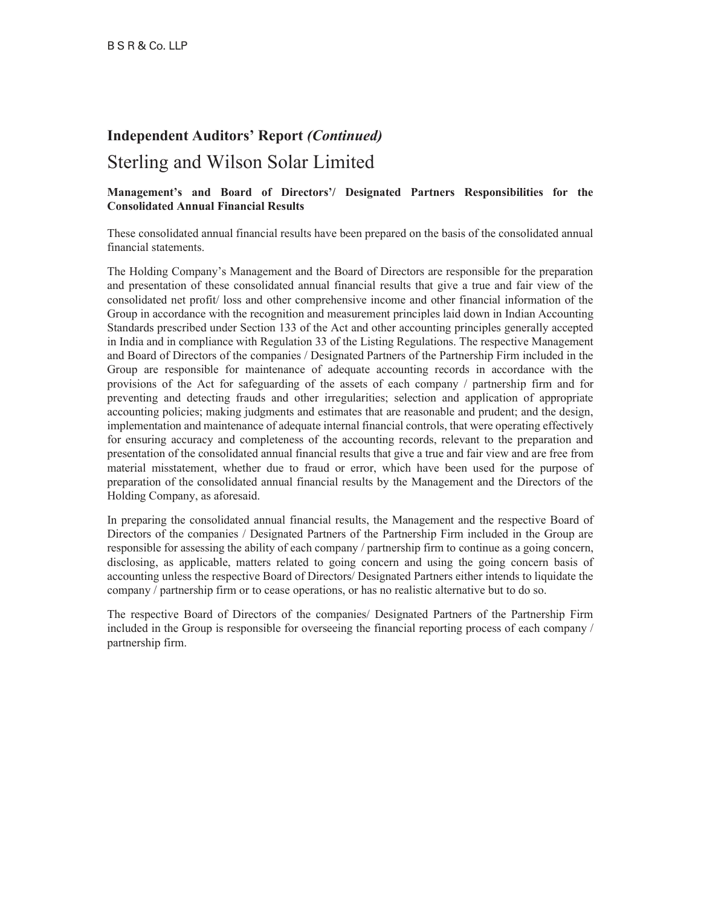## Independent Auditors' Report *(Continued)*

# Sterling and Wilson Solar Limited

**Management's and Board of Directors'/ Designated Partners Responsibilities for the Consolidated Annual Financial Results**

These consolidated annual financial results have been prepared on the basis of the consolidated annual financial statements.

The Holding Company's Management and the Board of Directors are responsible for the preparation and presentation of these consolidated annual financial results that give a true and fair view of the consolidated net profit/ loss and other comprehensive income and other financial information of the Group in accordance with the recognition and measurement principles laid down in Indian Accounting Standards prescribed under Section 133 of the Act and other accounting principles generally accepted in India and in compliance with Regulation 33 of the Listing Regulations. The respective Management and Board of Directors of the companies / Designated Partners of the Partnership Firm included in the Group are responsible for maintenance of adequate accounting records in accordance with the provisions of the Act for safeguarding of the assets of each company / partnership firm and for preventing and detecting frauds and other irregularities; selection and application of appropriate accounting policies; making judgments and estimates that are reasonable and prudent; and the design, implementation and maintenance of adequate internal financial controls, that were operating effectively for ensuring accuracy and completeness of the accounting records, relevant to the preparation and presentation of the consolidated annual financial results that give a true and fair view and are free from material misstatement, whether due to fraud or error, which have been used for the purpose of preparation of the consolidated annual financial results by the Management and the Directors of the Holding Company, as aforesaid.

In preparing the consolidated annual financial results, the Management and the respective Board of Directors of the companies / Designated Partners of the Partnership Firm included in the Group are responsible for assessing the ability of each company / partnership firm to continue as a going concern, disclosing, as applicable, matters related to going concern and using the going concern basis of accounting unless the respective Board of Directors/ Designated Partners either intends to liquidate the company / partnership firm or to cease operations, or has no realistic alternative but to do so.

The respective Board of Directors of the companies/ Designated Partners of the Partnership Firm included in the Group is responsible for overseeing the financial reporting process of each company / partnership firm.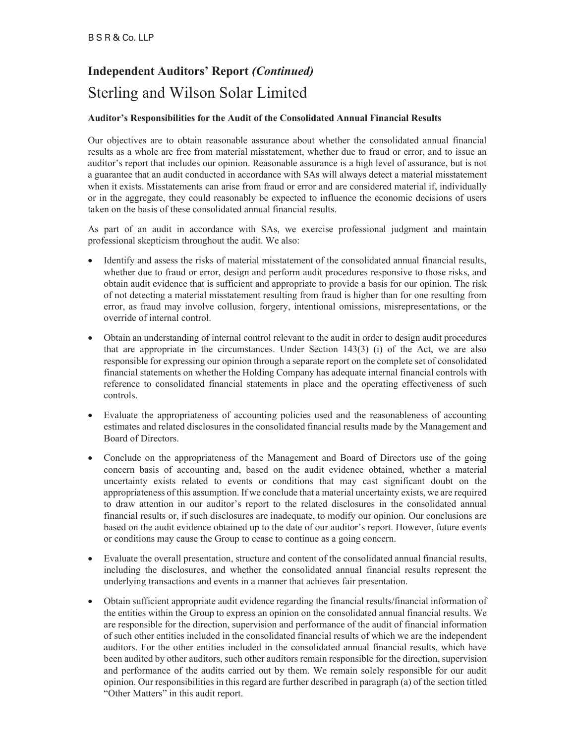## Independent Auditors' Report *(Continued)*

# Sterling and Wilson Solar Limited

### Auditor's Responsibilities for the Audit of the Consolidated Annual Financial Results

Our objectives are to obtain reasonable assurance about whether the consolidated annual financial results as a whole are free from material misstatement, whether due to fraud or error, and to issue an auditor's report that includes our opinion. Reasonable assurance is a high level of assurance, but is not a guarantee that an audit conducted in accordance with SAs will always detect a material misstatement when it exists. Misstatements can arise from fraud or error and are considered material if, individually or in the aggregate, they could reasonably be expected to influence the economic decisions of users taken on the basis of these consolidated annual financial results.

As part of an audit in accordance with SAs, we exercise professional judgment and maintain professional skepticism throughout the audit. We also:

- Identify and assess the risks of material misstatement of the consolidated annual financial results, whether due to fraud or error, design and perform audit procedures responsive to those risks, and obtain audit evidence that is sufficient and appropriate to provide a basis for our opinion. The risk of not detecting a material misstatement resulting from fraud is higher than for one resulting from error, as fraud may involve collusion, forgery, intentional omissions, misrepresentations, or the override of internal control.

- Obtain an understanding of internal control relevant to the audit in order to design audit procedures that are appropriate in the circumstances. Under Section 143(3) (i) of the Act, we are also responsible for expressing our opinion through a separate report on the complete set of consolidated financial statements on whether the Holding Company has adequate internal financial controls with reference to consolidated financial statements in place and the operating effectiveness of such controls.

- Evaluate the appropriateness of accounting policies used and the reasonableness of accounting estimates and related disclosures in the consolidated financial results made by the Management and Board of Directors.

- Conclude on the appropriateness of the Management and Board of Directors use of the going concern basis of accounting and, based on the audit evidence obtained, whether a material uncertainty exists related to events or conditions that may cast significant doubt on the appropriateness of this assumption. If we conclude that a material uncertainty exists, we are required to draw attention in our auditor's report to the related disclosures in the consolidated annual financial results or, if such disclosures are inadequate, to modify our opinion. Our conclusions are based on the audit evidence obtained up to the date of our auditor's report. However, future events or conditions may cause the Group to cease to continue as a going concern.

- Evaluate the overall presentation, structure and content of the consolidated annual financial results, including the disclosures, and whether the consolidated annual financial results represent the underlying transactions and events in a manner that achieves fair presentation.

- Obtain sufficient appropriate audit evidence regarding the financial results/financial information of the entities within the Group to express an opinion on the consolidated annual financial results. We are responsible for the direction, supervision and performance of the audit of financial information of such other entities included in the consolidated financial results of which we are the independent auditors. For the other entities included in the consolidated annual financial results, which have been audited by other auditors, such other auditors remain responsible for the direction, supervision and performance of the audits carried out by them. We remain solely responsible for our audit opinion. Our responsibilities in this regard are further described in paragraph (a) of the section titled "Other Matters" in this audit report.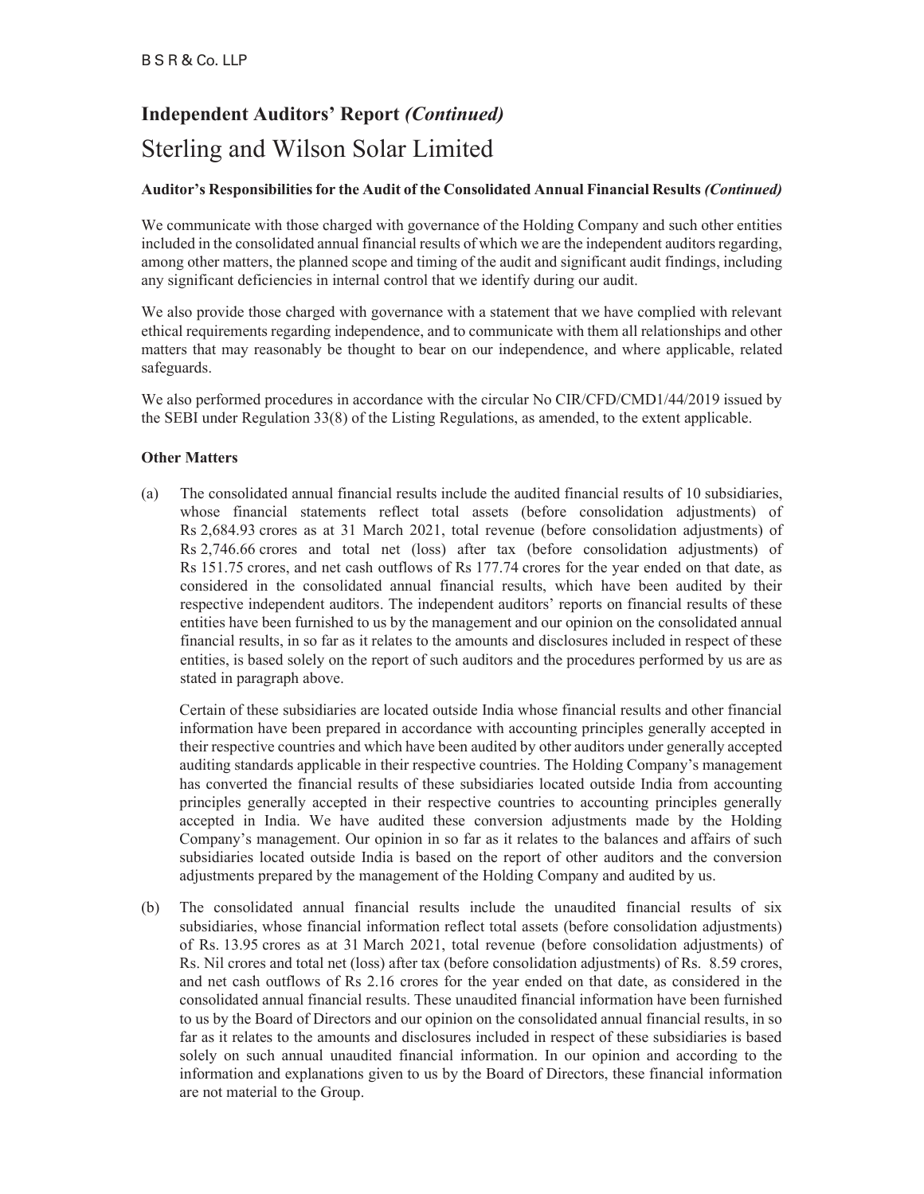## Independent Auditors' Report *(Continued)*

# Sterling and Wilson Solar Limited

**Auditor's Responsibilities for the Audit of the Consolidated Annual Financial Results** ***(Continued)***

We communicate with those charged with governance of the Holding Company and such other entities included in the consolidated annual financial results of which we are the independent auditors regarding, among other matters, the planned scope and timing of the audit and significant audit findings, including any significant deficiencies in internal control that we identify during our audit.

We also provide those charged with governance with a statement that we have complied with relevant ethical requirements regarding independence, and to communicate with them all relationships and other matters that may reasonably be thought to bear on our independence, and where applicable, related safeguards.

We also performed procedures in accordance with the circular No CIR/CFD/CMD1/44/2019 issued by the SEBI under Regulation 33(8) of the Listing Regulations, as amended, to the extent applicable.

**Other Matters**

(a) The consolidated annual financial results include the audited financial results of 10 subsidiaries, whose financial statements reflect total assets (before consolidation adjustments) of Rs 2,684.93 crores as at 31 March 2021, total revenue (before consolidation adjustments) of Rs 2,746.66 crores and total net (loss) after tax (before consolidation adjustments) of Rs 151.75 crores, and net cash outflows of Rs 177.74 crores for the year ended on that date, as considered in the consolidated annual financial results, which have been audited by their respective independent auditors. The independent auditors' reports on financial results of these entities have been furnished to us by the management and our opinion on the consolidated annual financial results, in so far as it relates to the amounts and disclosures included in respect of these entities, is based solely on the report of such auditors and the procedures performed by us are as stated in paragraph above.

Certain of these subsidiaries are located outside India whose financial results and other financial information have been prepared in accordance with accounting principles generally accepted in their respective countries and which have been audited by other auditors under generally accepted auditing standards applicable in their respective countries. The Holding Company's management has converted the financial results of these subsidiaries located outside India from accounting principles generally accepted in their respective countries to accounting principles generally accepted in India. We have audited these conversion adjustments made by the Holding Company's management. Our opinion in so far as it relates to the balances and affairs of such subsidiaries located outside India is based on the report of other auditors and the conversion adjustments prepared by the management of the Holding Company and audited by us.

(b) The consolidated annual financial results include the unaudited financial results of six subsidiaries, whose financial information reflect total assets (before consolidation adjustments) of Rs. 13.95 crores as at 31 March 2021, total revenue (before consolidation adjustments) of Rs. Nil crores and total net (loss) after tax (before consolidation adjustments) of Rs. 8.59 crores, and net cash outflows of Rs 2.16 crores for the year ended on that date, as considered in the consolidated annual financial results. These unaudited financial information have been furnished to us by the Board of Directors and our opinion on the consolidated annual financial results, in so far as it relates to the amounts and disclosures included in respect of these subsidiaries is based solely on such annual unaudited financial information. In our opinion and according to the information and explanations given to us by the Board of Directors, these financial information are not material to the Group.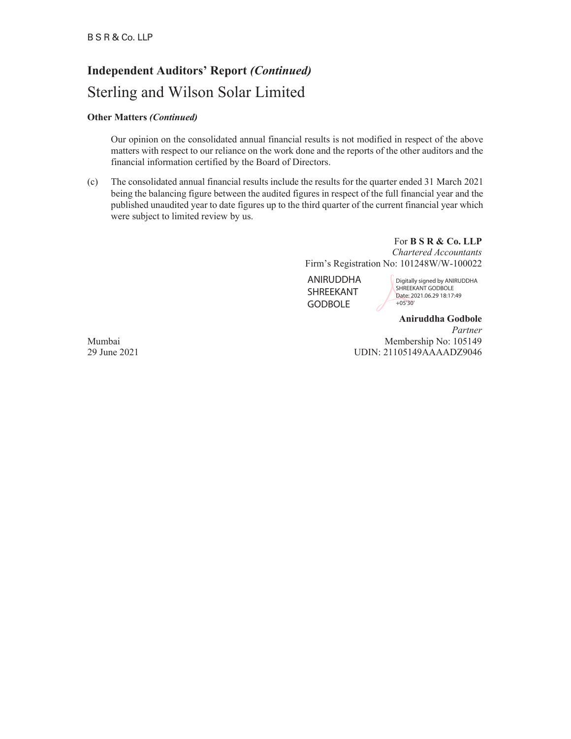## Independent Auditors' Report *(Continued)*

# Sterling and Wilson Solar Limited

**Other Matters** ***(Continued)***

Our opinion on the consolidated annual financial results is not modified in respect of the above matters with respect to our reliance on the work done and the reports of the other auditors and the financial information certified by the Board of Directors.

(c) The consolidated annual financial results include the results for the quarter ended 31 March 2021 being the balancing figure between the audited figures in respect of the full financial year and the published unaudited year to date figures up to the third quarter of the current financial year which were subject to limited review by us.

For **B S R & Co. LLP**
*Chartered Accountants*
Firm's Registration No: 101248W/W-100022

ANIRUDDHA SHREEKANT GODBOLE
Digitally signed by ANIRUDDHA SHREEKANT GODBOLE
Date: 2021.06.29 18:17:49 +05'30'

**Aniruddha Godbole**
*Partner*
Membership No: 105149
UDIN: 21105149AAAADZ9046

Mumbai
29 June 2021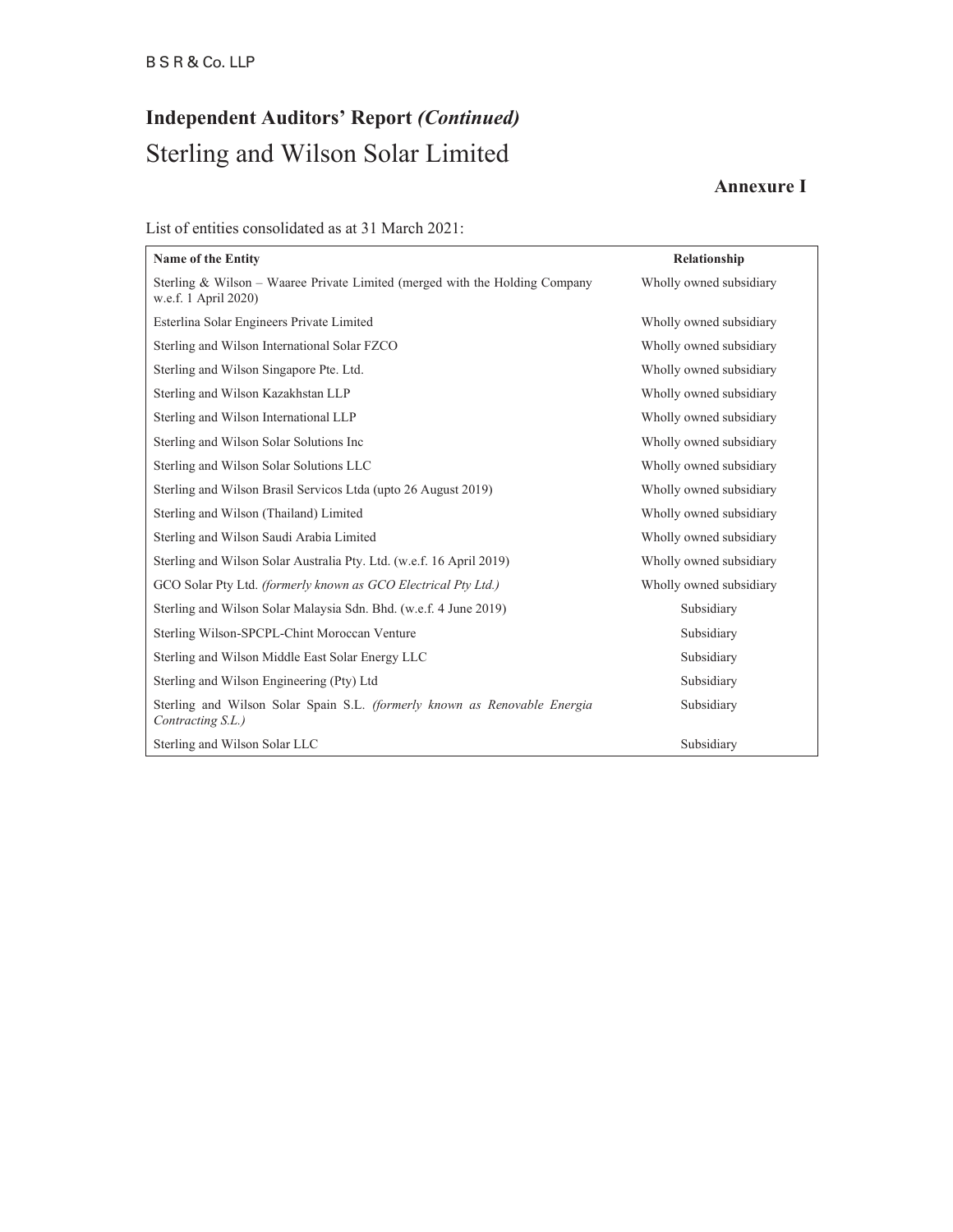B S R & Co. LLP

## Independent Auditors' Report *(Continued)*

# Sterling and Wilson Solar Limited

### Annexure I

List of entities consolidated as at 31 March 2021:

| **Name of the Entity** | **Relationship** |
|---|---|
| Sterling & Wilson – Waaree Private Limited (merged with the Holding Company w.e.f. 1 April 2020) | Wholly owned subsidiary |
| Esterlina Solar Engineers Private Limited | Wholly owned subsidiary |
| Sterling and Wilson International Solar FZCO | Wholly owned subsidiary |
| Sterling and Wilson Singapore Pte. Ltd. | Wholly owned subsidiary |
| Sterling and Wilson Kazakhstan LLP | Wholly owned subsidiary |
| Sterling and Wilson International LLP | Wholly owned subsidiary |
| Sterling and Wilson Solar Solutions Inc | Wholly owned subsidiary |
| Sterling and Wilson Solar Solutions LLC | Wholly owned subsidiary |
| Sterling and Wilson Brasil Servicos Ltda (upto 26 August 2019) | Wholly owned subsidiary |
| Sterling and Wilson (Thailand) Limited | Wholly owned subsidiary |
| Sterling and Wilson Saudi Arabia Limited | Wholly owned subsidiary |
| Sterling and Wilson Solar Australia Pty. Ltd. (w.e.f. 16 April 2019) | Wholly owned subsidiary |
| GCO Solar Pty Ltd. *(formerly known as GCO Electrical Pty Ltd.)* | Wholly owned subsidiary |
| Sterling and Wilson Solar Malaysia Sdn. Bhd. (w.e.f. 4 June 2019) | Subsidiary |
| Sterling Wilson-SPCPL-Chint Moroccan Venture | Subsidiary |
| Sterling and Wilson Middle East Solar Energy LLC | Subsidiary |
| Sterling and Wilson Engineering (Pty) Ltd | Subsidiary |
| Sterling and Wilson Solar Spain S.L. *(formerly known as Renovable Energia Contracting S.L.)* | Subsidiary |
| Sterling and Wilson Solar LLC | Subsidiary |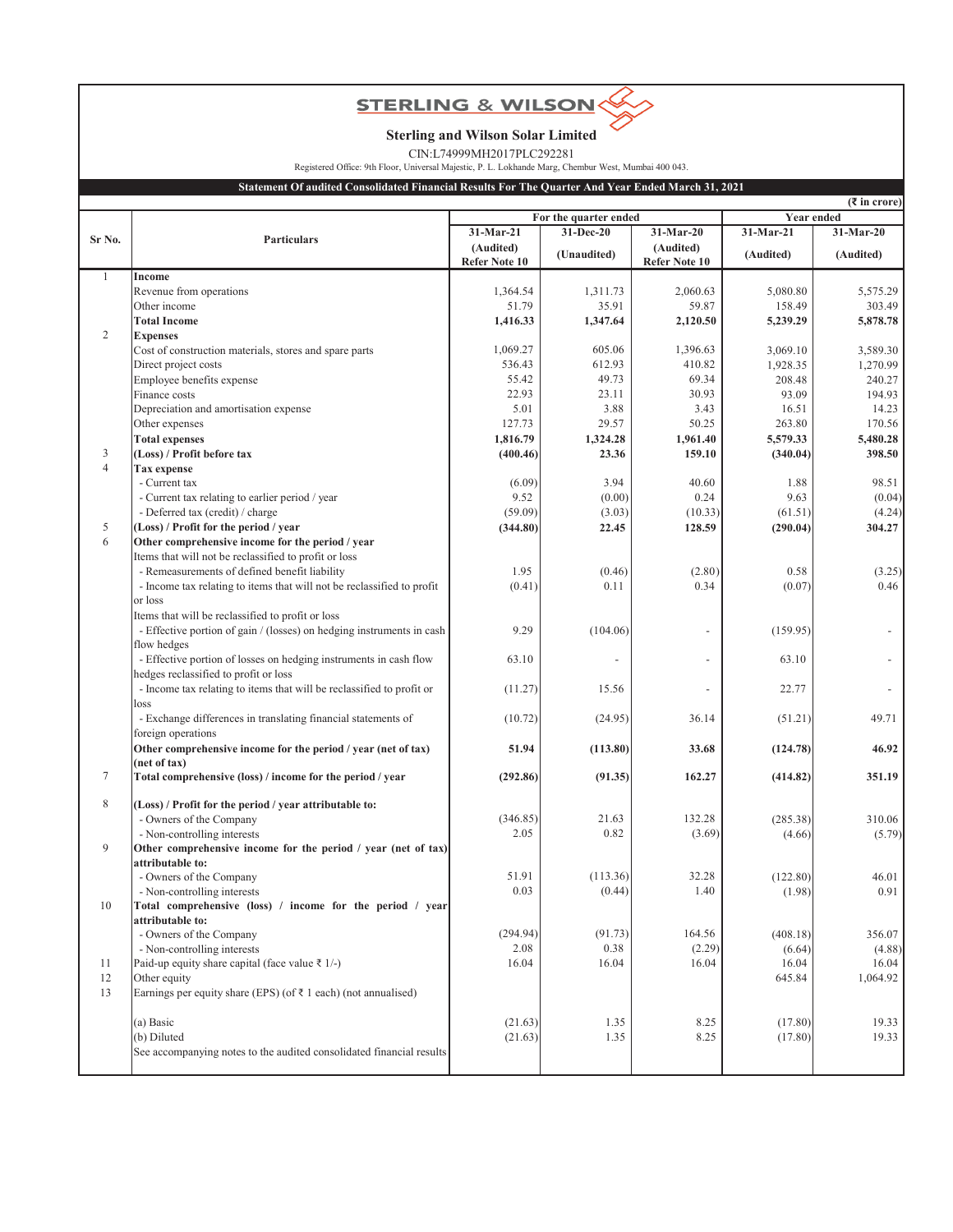STERLING & WILSON

# Sterling and Wilson Solar Limited

CIN:L74999MH2017PLC292281

Registered Office: 9th Floor, Universal Majestic, P. L. Lokhande Marg, Chembur West, Mumbai 400 043.

## Statement Of audited Consolidated Financial Results For The Quarter And Year Ended March 31, 2021

(₹ in crore)

| Sr No. | Particulars | For the quarter ended | | | Year ended | |
|---|---|---|---|---|---|---|
| | | 31-Mar-21 (Audited) Refer Note 10 | 31-Dec-20 (Unaudited) | 31-Mar-20 (Audited) Refer Note 10 | 31-Mar-21 (Audited) | 31-Mar-20 (Audited) |
| 1 | **Income** | | | | | |
| | Revenue from operations | 1,364.54 | 1,311.73 | 2,060.63 | 5,080.80 | 5,575.29 |
| | Other income | 51.79 | 35.91 | 59.87 | 158.49 | 303.49 |
| | **Total Income** | **1,416.33** | **1,347.64** | **2,120.50** | **5,239.29** | **5,878.78** |
| 2 | **Expenses** | | | | | |
| | Cost of construction materials, stores and spare parts | 1,069.27 | 605.06 | 1,396.63 | 3,069.10 | 3,589.30 |
| | Direct project costs | 536.43 | 612.93 | 410.82 | 1,928.35 | 1,270.99 |
| | Employee benefits expense | 55.42 | 49.73 | 69.34 | 208.48 | 240.27 |
| | Finance costs | 22.93 | 23.11 | 30.93 | 93.09 | 194.93 |
| | Depreciation and amortisation expense | 5.01 | 3.88 | 3.43 | 16.51 | 14.23 |
| | Other expenses | 127.73 | 29.57 | 50.25 | 263.80 | 170.56 |
| | **Total expenses** | **1,816.79** | **1,324.28** | **1,961.40** | **5,579.33** | **5,480.28** |
| 3 | **(Loss) / Profit before tax** | **(400.46)** | **23.36** | **159.10** | **(340.04)** | **398.50** |
| 4 | **Tax expense** | | | | | |
| | - Current tax | (6.09) | 3.94 | 40.60 | 1.88 | 98.51 |
| | - Current tax relating to earlier period / year | 9.52 | (0.00) | 0.24 | 9.63 | (0.04) |
| | - Deferred tax (credit) / charge | (59.09) | (3.03) | (10.33) | (61.51) | (4.24) |
| 5 | **(Loss) / Profit for the period / year** | **(344.80)** | **22.45** | **128.59** | **(290.04)** | **304.27** |
| 6 | **Other comprehensive income for the period / year** | | | | | |
| | Items that will not be reclassified to profit or loss | | | | | |
| | - Remeasurements of defined benefit liability | 1.95 | (0.46) | (2.80) | 0.58 | (3.25) |
| | - Income tax relating to items that will not be reclassified to profit or loss | (0.41) | 0.11 | 0.34 | (0.07) | 0.46 |
| | Items that will be reclassified to profit or loss | | | | | |
| | - Effective portion of gain / (losses) on hedging instruments in cash flow hedges | 9.29 | (104.06) | - | (159.95) | - |
| | - Effective portion of losses on hedging instruments in cash flow hedges reclassified to profit or loss | 63.10 | - | - | 63.10 | - |
| | - Income tax relating to items that will be reclassified to profit or loss | (11.27) | 15.56 | - | 22.77 | - |
| | - Exchange differences in translating financial statements of foreign operations | (10.72) | (24.95) | 36.14 | (51.21) | 49.71 |
| | **Other comprehensive income for the period / year (net of tax) (net of tax)** | **51.94** | **(113.80)** | **33.68** | **(124.78)** | **46.92** |
| 7 | **Total comprehensive (loss) / income for the period / year** | **(292.86)** | **(91.35)** | **162.27** | **(414.82)** | **351.19** |
| 8 | **(Loss) / Profit for the period / year attributable to:** | | | | | |
| | - Owners of the Company | (346.85) | 21.63 | 132.28 | (285.38) | 310.06 |
| | - Non-controlling interests | 2.05 | 0.82 | (3.69) | (4.66) | (5.79) |
| 9 | **Other comprehensive income for the period / year (net of tax) attributable to:** | | | | | |
| | - Owners of the Company | 51.91 | (113.36) | 32.28 | (122.80) | 46.01 |
| | - Non-controlling interests | 0.03 | (0.44) | 1.40 | (1.98) | 0.91 |
| 10 | **Total comprehensive (loss) / income for the period / year attributable to:** | | | | | |
| | - Owners of the Company | (294.94) | (91.73) | 164.56 | (408.18) | 356.07 |
| | - Non-controlling interests | 2.08 | 0.38 | (2.29) | (6.64) | (4.88) |
| 11 | Paid-up equity share capital (face value ₹ 1/-) | 16.04 | 16.04 | 16.04 | 16.04 | 16.04 |
| 12 | Other equity | | | | 645.84 | 1,064.92 |
| 13 | Earnings per equity share (EPS) (of ₹ 1 each) (not annualised) | | | | | |
| | (a) Basic | (21.63) | 1.35 | 8.25 | (17.80) | 19.33 |
| | (b) Diluted | (21.63) | 1.35 | 8.25 | (17.80) | 19.33 |
| | See accompanying notes to the audited consolidated financial results | | | | | |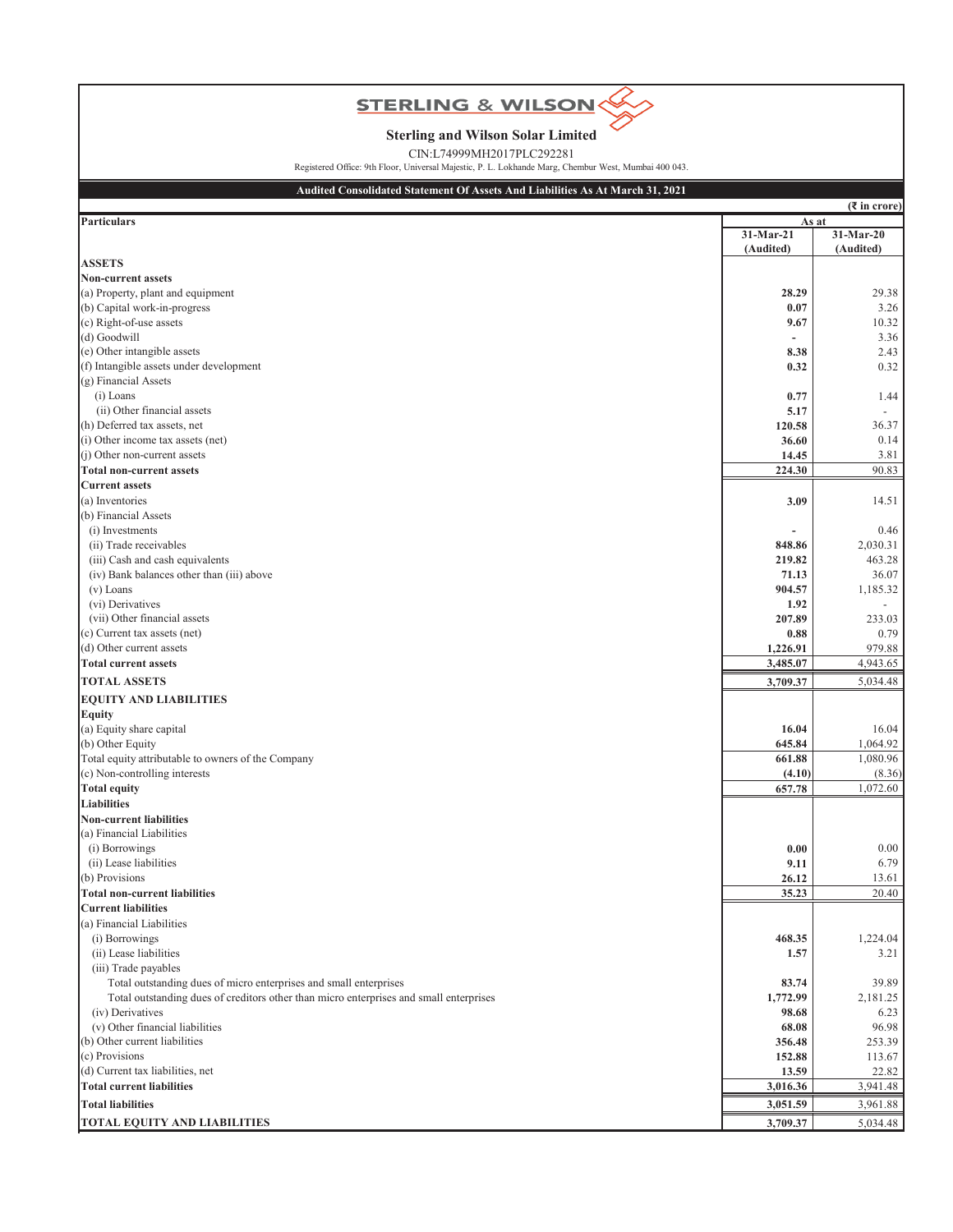# STERLING & WILSON

## Sterling and Wilson Solar Limited

CIN:L74999MH2017PLC292281

Registered Office: 9th Floor, Universal Majestic, P. L. Lokhande Marg, Chembur West, Mumbai 400 043.

### Audited Consolidated Statement Of Assets And Liabilities As At March 31, 2021

(₹ in crore)

| Particulars | As at | |
|---|---|---|
| | 31-Mar-21 (Audited) | 31-Mar-20 (Audited) |
| **ASSETS** | | |
| **Non-current assets** | | |
| (a) Property, plant and equipment | **28.29** | 29.38 |
| (b) Capital work-in-progress | **0.07** | 3.26 |
| (c) Right-of-use assets | **9.67** | 10.32 |
| (d) Goodwill | **-** | 3.36 |
| (e) Other intangible assets | **8.38** | 2.43 |
| (f) Intangible assets under development | **0.32** | 0.32 |
| (g) Financial Assets | | |
| (i) Loans | **0.77** | 1.44 |
| (ii) Other financial assets | **5.17** | - |
| (h) Deferred tax assets, net | **120.58** | 36.37 |
| (i) Other income tax assets (net) | **36.60** | 0.14 |
| (j) Other non-current assets | **14.45** | 3.81 |
| **Total non-current assets** | **224.30** | 90.83 |
| **Current assets** | | |
| (a) Inventories | **3.09** | 14.51 |
| (b) Financial Assets | | |
| (i) Investments | **-** | 0.46 |
| (ii) Trade receivables | **848.86** | 2,030.31 |
| (iii) Cash and cash equivalents | **219.82** | 463.28 |
| (iv) Bank balances other than (iii) above | **71.13** | 36.07 |
| (v) Loans | **904.57** | 1,185.32 |
| (vi) Derivatives | **1.92** | - |
| (vii) Other financial assets | **207.89** | 233.03 |
| (c) Current tax assets (net) | **0.88** | 0.79 |
| (d) Other current assets | **1,226.91** | 979.88 |
| **Total current assets** | **3,485.07** | 4,943.65 |
| **TOTAL ASSETS** | **3,709.37** | 5,034.48 |
| **EQUITY AND LIABILITIES** | | |
| **Equity** | | |
| (a) Equity share capital | **16.04** | 16.04 |
| (b) Other Equity | **645.84** | 1,064.92 |
| Total equity attributable to owners of the Company | **661.88** | 1,080.96 |
| (c) Non-controlling interests | **(4.10)** | (8.36) |
| **Total equity** | **657.78** | 1,072.60 |
| **Liabilities** | | |
| **Non-current liabilities** | | |
| (a) Financial Liabilities | | |
| (i) Borrowings | **0.00** | 0.00 |
| (ii) Lease liabilities | **9.11** | 6.79 |
| (b) Provisions | **26.12** | 13.61 |
| **Total non-current liabilities** | **35.23** | 20.40 |
| **Current liabilities** | | |
| (a) Financial Liabilities | | |
| (i) Borrowings | **468.35** | 1,224.04 |
| (ii) Lease liabilities | **1.57** | 3.21 |
| (iii) Trade payables | | |
| Total outstanding dues of micro enterprises and small enterprises | **83.74** | 39.89 |
| Total outstanding dues of creditors other than micro enterprises and small enterprises | **1,772.99** | 2,181.25 |
| (iv) Derivatives | **98.68** | 6.23 |
| (v) Other financial liabilities | **68.08** | 96.98 |
| (b) Other current liabilities | **356.48** | 253.39 |
| (c) Provisions | **152.88** | 113.67 |
| (d) Current tax liabilities, net | **13.59** | 22.82 |
| **Total current liabilities** | **3,016.36** | 3,941.48 |
| **Total liabilities** | **3,051.59** | 3,961.88 |
| **TOTAL EQUITY AND LIABILITIES** | **3,709.37** | 5,034.48 |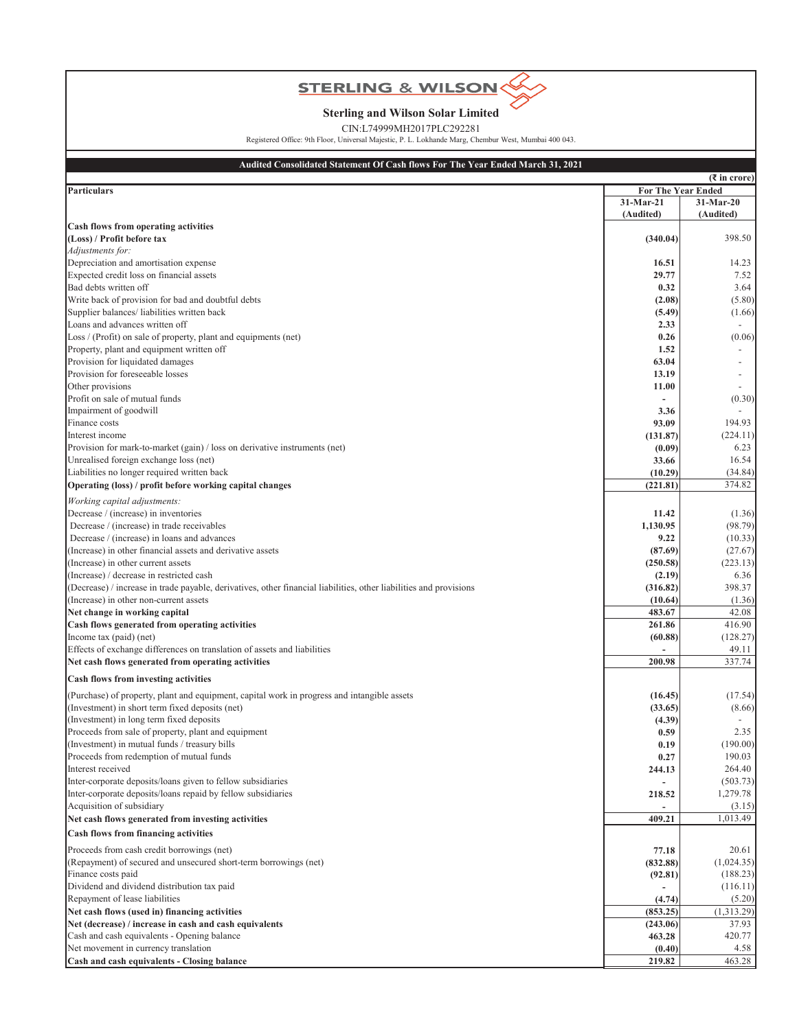STERLING & WILSON

# Sterling and Wilson Solar Limited

CIN:L74999MH2017PLC292281

Registered Office: 9th Floor, Universal Majestic, P. L. Lokhande Marg, Chembur West, Mumbai 400 043.

## Audited Consolidated Statement Of Cash flows For The Year Ended March 31, 2021

(₹ in crore)

| Particulars | For The Year Ended | |
|---|---|---|
| | 31-Mar-21 (Audited) | 31-Mar-20 (Audited) |
| **Cash flows from operating activities** | | |
| **(Loss) / Profit before tax** | **(340.04)** | 398.50 |
| *Adjustments for:* | | |
| Depreciation and amortisation expense | **16.51** | 14.23 |
| Expected credit loss on financial assets | **29.77** | 7.52 |
| Bad debts written off | **0.32** | 3.64 |
| Write back of provision for bad and doubtful debts | **(2.08)** | (5.80) |
| Supplier balances/ liabilities written back | **(5.49)** | (1.66) |
| Loans and advances written off | **2.33** | - |
| Loss / (Profit) on sale of property, plant and equipments (net) | **0.26** | (0.06) |
| Property, plant and equipment written off | **1.52** | - |
| Provision for liquidated damages | **63.04** | - |
| Provision for foreseeable losses | **13.19** | - |
| Other provisions | **11.00** | - |
| Profit on sale of mutual funds | **-** | (0.30) |
| Impairment of goodwill | **3.36** | - |
| Finance costs | **93.09** | 194.93 |
| Interest income | **(131.87)** | (224.11) |
| Provision for mark-to-market (gain) / loss on derivative instruments (net) | **(0.09)** | 6.23 |
| Unrealised foreign exchange loss (net) | **33.66** | 16.54 |
| Liabilities no longer required written back | **(10.29)** | (34.84) |
| **Operating (loss) / profit before working capital changes** | **(221.81)** | 374.82 |
| *Working capital adjustments:* | | |
| Decrease / (increase) in inventories | **11.42** | (1.36) |
| Decrease / (increase) in trade receivables | **1,130.95** | (98.79) |
| Decrease / (increase) in loans and advances | **9.22** | (10.33) |
| (Increase) in other financial assets and derivative assets | **(87.69)** | (27.67) |
| (Increase) in other current assets | **(250.58)** | (223.13) |
| (Increase) / decrease in restricted cash | **(2.19)** | 6.36 |
| (Decrease) / increase in trade payable, derivatives, other financial liabilities, other liabilities and provisions | **(316.82)** | 398.37 |
| (Increase) in other non-current assets | **(10.64)** | (1.36) |
| **Net change in working capital** | **483.67** | 42.08 |
| **Cash flows generated from operating activities** | **261.86** | 416.90 |
| Income tax (paid) (net) | **(60.88)** | (128.27) |
| Effects of exchange differences on translation of assets and liabilities | **-** | 49.11 |
| **Net cash flows generated from operating activities** | **200.98** | 337.74 |
| **Cash flows from investing activities** | | |
| (Purchase) of property, plant and equipment, capital work in progress and intangible assets | **(16.45)** | (17.54) |
| (Investment) in short term fixed deposits (net) | **(33.65)** | (8.66) |
| (Investment) in long term fixed deposits | **(4.39)** | - |
| Proceeds from sale of property, plant and equipment | **0.59** | 2.35 |
| (Investment) in mutual funds / treasury bills | **0.19** | (190.00) |
| Proceeds from redemption of mutual funds | **0.27** | 190.03 |
| Interest received | **244.13** | 264.40 |
| Inter-corporate deposits/loans given to fellow subsidiaries | **-** | (503.73) |
| Inter-corporate deposits/loans repaid by fellow subsidiaries | **218.52** | 1,279.78 |
| Acquisition of subsidiary | **-** | (3.15) |
| **Net cash flows generated from investing activities** | **409.21** | 1,013.49 |
| **Cash flows from financing activities** | | |
| Proceeds from cash credit borrowings (net) | **77.18** | 20.61 |
| (Repayment) of secured and unsecured short-term borrowings (net) | **(832.88)** | (1,024.35) |
| Finance costs paid | **(92.81)** | (188.23) |
| Dividend and dividend distribution tax paid | **-** | (116.11) |
| Repayment of lease liabilities | **(4.74)** | (5.20) |
| **Net cash flows (used in) financing activities** | **(853.25)** | (1,313.29) |
| **Net (decrease) / increase in cash and cash equivalents** | **(243.06)** | 37.93 |
| Cash and cash equivalents - Opening balance | **463.28** | 420.77 |
| Net movement in currency translation | **(0.40)** | 4.58 |
| **Cash and cash equivalents - Closing balance** | **219.82** | 463.28 |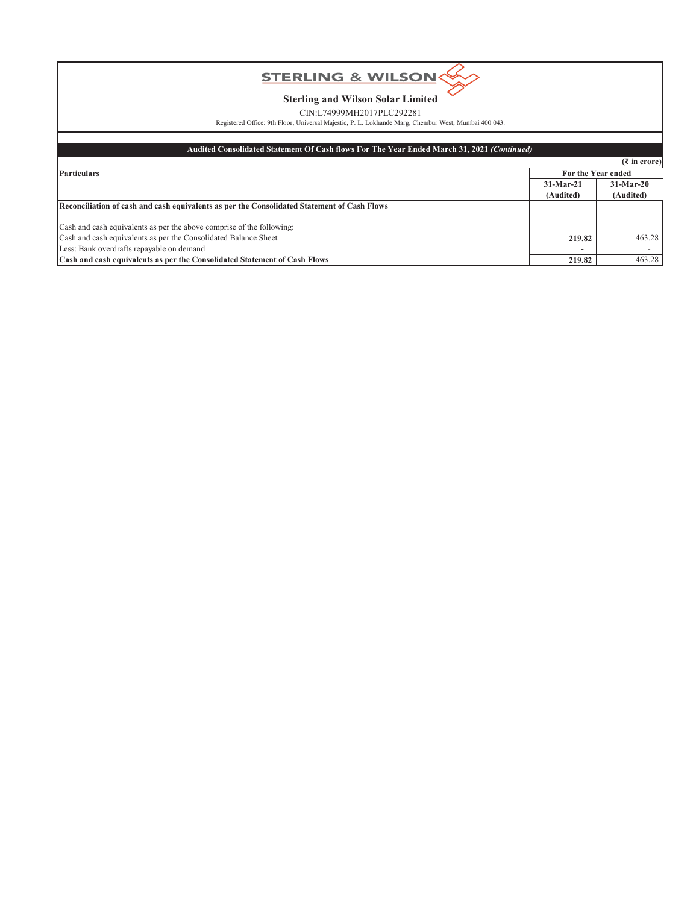STERLING & WILSON

**Sterling and Wilson Solar Limited**

CIN:L74999MH2017PLC292281

Registered Office: 9th Floor, Universal Majestic, P. L. Lokhande Marg, Chembur West, Mumbai 400 043.

**Audited Consolidated Statement Of Cash flows For The Year Ended March 31, 2021 *(Continued)***

**(₹ in crore)**

| **Particulars** | **For the Year ended** | |
|---|---|---|
| | **31-Mar-21 (Audited)** | **31-Mar-20 (Audited)** |
| **Reconciliation of cash and cash equivalents as per the Consolidated Statement of Cash Flows** | | |
| Cash and cash equivalents as per the above comprise of the following: | | |
| Cash and cash equivalents as per the Consolidated Balance Sheet | **219.82** | 463.28 |
| Less: Bank overdrafts repayable on demand | **-** | - |
| **Cash and cash equivalents as per the Consolidated Statement of Cash Flows** | **219.82** | 463.28 |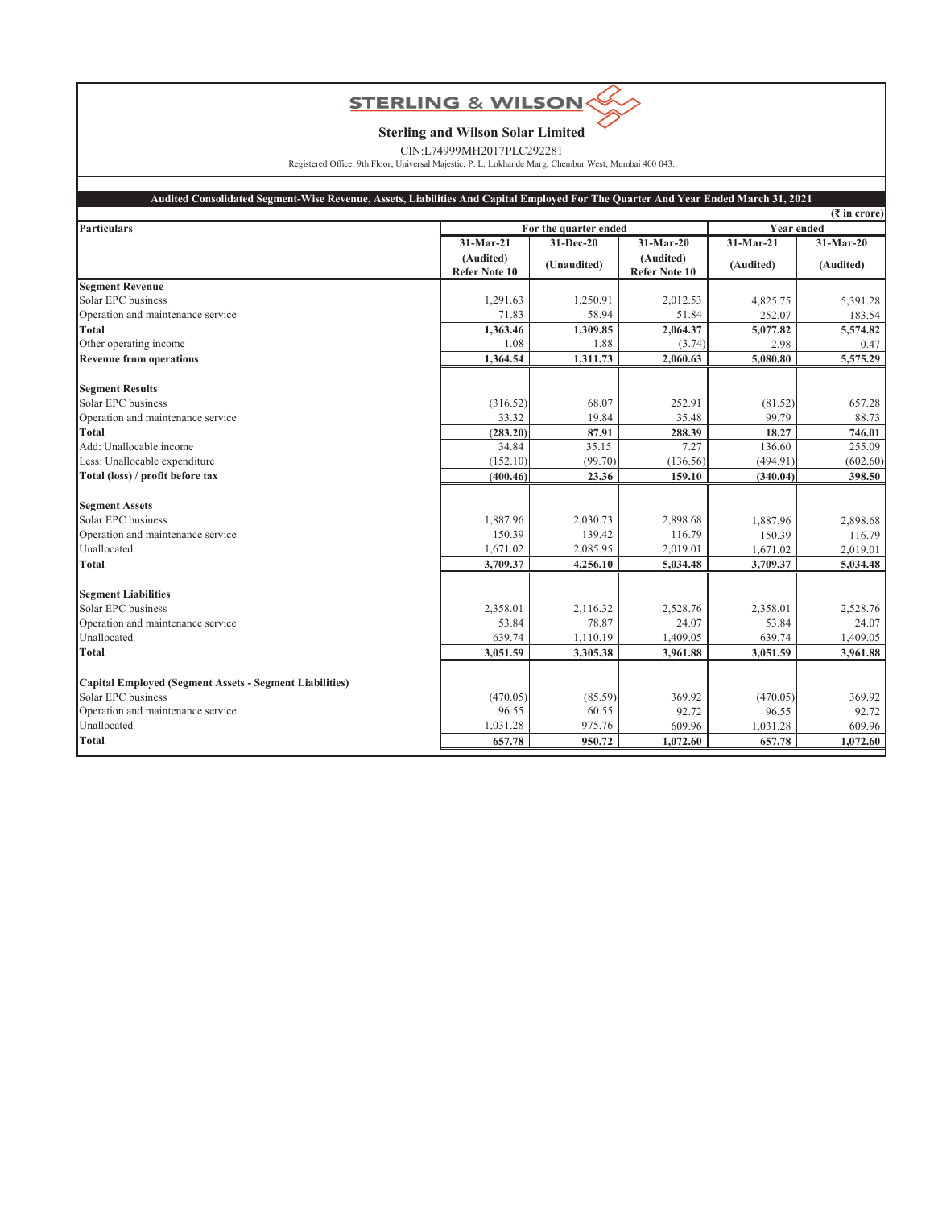STERLING & WILSON

**Sterling and Wilson Solar Limited**

CIN:L74999MH2017PLC292281

Registered Office: 9th Floor, Universal Majestic, P. L. Lokhande Marg, Chembur West, Mumbai 400 043.

**Audited Consolidated Segment-Wise Revenue, Assets, Liabilities And Capital Employed For The Quarter And Year Ended March 31, 2021**

(₹ in crore)

| Particulars | For the quarter ended | | | Year ended | |
|---|---|---|---|---|---|
| | 31-Mar-21 | 31-Dec-20 | 31-Mar-20 | 31-Mar-21 | 31-Mar-20 |
| | (Audited) Refer Note 10 | (Unaudited) | (Audited) Refer Note 10 | (Audited) | (Audited) |
| **Segment Revenue** | | | | | |
| Solar EPC business | 1,291.63 | 1,250.91 | 2,012.53 | 4,825.75 | 5,391.28 |
| Operation and maintenance service | 71.83 | 58.94 | 51.84 | 252.07 | 183.54 |
| **Total** | **1,363.46** | **1,309.85** | **2,064.37** | **5,077.82** | **5,574.82** |
| Other operating income | 1.08 | 1.88 | (3.74) | 2.98 | 0.47 |
| **Revenue from operations** | **1,364.54** | **1,311.73** | **2,060.63** | **5,080.80** | **5,575.29** |
| **Segment Results** | | | | | |
| Solar EPC business | (316.52) | 68.07 | 252.91 | (81.52) | 657.28 |
| Operation and maintenance service | 33.32 | 19.84 | 35.48 | 99.79 | 88.73 |
| **Total** | **(283.20)** | **87.91** | **288.39** | **18.27** | **746.01** |
| Add: Unallocable income | 34.84 | 35.15 | 7.27 | 136.60 | 255.09 |
| Less: Unallocable expenditure | (152.10) | (99.70) | (136.56) | (494.91) | (602.60) |
| **Total (loss) / profit before tax** | **(400.46)** | **23.36** | **159.10** | **(340.04)** | **398.50** |
| **Segment Assets** | | | | | |
| Solar EPC business | 1,887.96 | 2,030.73 | 2,898.68 | 1,887.96 | 2,898.68 |
| Operation and maintenance service | 150.39 | 139.42 | 116.79 | 150.39 | 116.79 |
| Unallocated | 1,671.02 | 2,085.95 | 2,019.01 | 1,671.02 | 2,019.01 |
| **Total** | **3,709.37** | **4,256.10** | **5,034.48** | **3,709.37** | **5,034.48** |
| **Segment Liabilities** | | | | | |
| Solar EPC business | 2,358.01 | 2,116.32 | 2,528.76 | 2,358.01 | 2,528.76 |
| Operation and maintenance service | 53.84 | 78.87 | 24.07 | 53.84 | 24.07 |
| Unallocated | 639.74 | 1,110.19 | 1,409.05 | 639.74 | 1,409.05 |
| **Total** | **3,051.59** | **3,305.38** | **3,961.88** | **3,051.59** | **3,961.88** |
| **Capital Employed (Segment Assets - Segment Liabilities)** | | | | | |
| Solar EPC business | (470.05) | (85.59) | 369.92 | (470.05) | 369.92 |
| Operation and maintenance service | 96.55 | 60.55 | 92.72 | 96.55 | 92.72 |
| Unallocated | 1,031.28 | 975.76 | 609.96 | 1,031.28 | 609.96 |
| **Total** | **657.78** | **950.72** | **1,072.60** | **657.78** | **1,072.60** |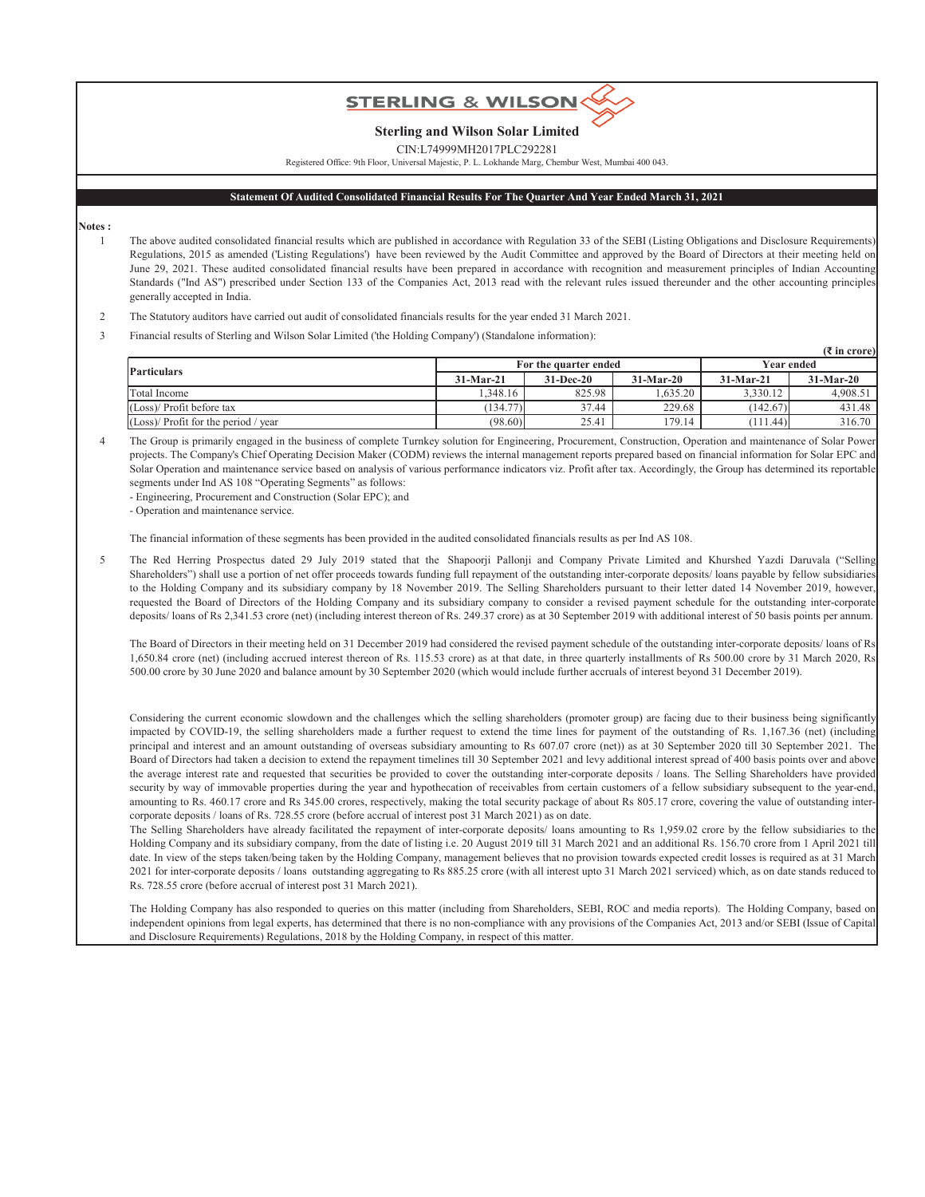# Sterling and Wilson Solar Limited

CIN:L74999MH2017PLC292281

Registered Office: 9th Floor, Universal Majestic, P. L. Lokhande Marg, Chembur West, Mumbai 400 043.

## Statement Of Audited Consolidated Financial Results For The Quarter And Year Ended March 31, 2021

**Notes :**

1. The above audited consolidated financial results which are published in accordance with Regulation 33 of the SEBI (Listing Obligations and Disclosure Requirements) Regulations, 2015 as amended ('Listing Regulations') have been reviewed by the Audit Committee and approved by the Board of Directors at their meeting held on June 29, 2021. These audited consolidated financial results have been prepared in accordance with recognition and measurement principles of Indian Accounting Standards ("Ind AS") prescribed under Section 133 of the Companies Act, 2013 read with the relevant rules issued thereunder and the other accounting principles generally accepted in India.

2. The Statutory auditors have carried out audit of consolidated financials results for the year ended 31 March 2021.

3. Financial results of Sterling and Wilson Solar Limited ('the Holding Company') (Standalone information):

(₹ in crore)

| Particulars | For the quarter ended | | | Year ended | |
|---|---|---|---|---|---|
| | 31-Mar-21 | 31-Dec-20 | 31-Mar-20 | 31-Mar-21 | 31-Mar-20 |
| Total Income | 1,348.16 | 825.98 | 1,635.20 | 3,330.12 | 4,908.51 |
| (Loss)/ Profit before tax | (134.77) | 37.44 | 229.68 | (142.67) | 431.48 |
| (Loss)/ Profit for the period / year | (98.60) | 25.41 | 179.14 | (111.44) | 316.70 |

4. The Group is primarily engaged in the business of complete Turnkey solution for Engineering, Procurement, Construction, Operation and maintenance of Solar Power projects. The Company's Chief Operating Decision Maker (CODM) reviews the internal management reports prepared based on financial information for Solar EPC and Solar Operation and maintenance service based on analysis of various performance indicators viz. Profit after tax. Accordingly, the Group has determined its reportable segments under Ind AS 108 "Operating Segments" as follows:
   - Engineering, Procurement and Construction (Solar EPC); and
   - Operation and maintenance service.

   The financial information of these segments has been provided in the audited consolidated financials results as per Ind AS 108.

5. The Red Herring Prospectus dated 29 July 2019 stated that the Shapoorji Pallonji and Company Private Limited and Khurshed Yazdi Daruvala ("Selling Shareholders") shall use a portion of net offer proceeds towards funding full repayment of the outstanding inter-corporate deposits/ loans payable by fellow subsidiaries to the Holding Company and its subsidiary company by 18 November 2019. The Selling Shareholders pursuant to their letter dated 14 November 2019, however, requested the Board of Directors of the Holding Company and its subsidiary company to consider a revised payment schedule for the outstanding inter-corporate deposits/ loans of Rs 2,341.53 crore (net) (including interest thereon of Rs. 249.37 crore) as at 30 September 2019 with additional interest of 50 basis points per annum.

   The Board of Directors in their meeting held on 31 December 2019 had considered the revised payment schedule of the outstanding inter-corporate deposits/ loans of Rs 1,650.84 crore (net) (including accrued interest thereon of Rs. 115.53 crore) as at that date, in three quarterly installments of Rs 500.00 crore by 31 March 2020, Rs 500.00 crore by 30 June 2020 and balance amount by 30 September 2020 (which would include further accruals of interest beyond 31 December 2019).

   Considering the current economic slowdown and the challenges which the selling shareholders (promoter group) are facing due to their business being significantly impacted by COVID-19, the selling shareholders made a further request to extend the time lines for payment of the outstanding of Rs. 1,167.36 (net) (including principal and interest and an amount outstanding of overseas subsidiary amounting to Rs 607.07 crore (net)) as at 30 September 2020 till 30 September 2021. The Board of Directors had taken a decision to extend the repayment timelines till 30 September 2021 and levy additional interest spread of 400 basis points over and above the average interest rate and requested that securities be provided to cover the outstanding inter-corporate deposits / loans. The Selling Shareholders have provided security by way of immovable properties during the year and hypothecation of receivables from certain customers of a fellow subsidiary subsequent to the year-end, amounting to Rs. 460.17 crore and Rs 345.00 crores, respectively, making the total security package of about Rs 805.17 crore, covering the value of outstanding inter-corporate deposits / loans of Rs. 728.55 crore (before accrual of interest post 31 March 2021) as on date.

   The Selling Shareholders have already facilitated the repayment of inter-corporate deposits/ loans amounting to Rs 1,959.02 crore by the fellow subsidiaries to the Holding Company and its subsidiary company, from the date of listing i.e. 20 August 2019 till 31 March 2021 and an additional Rs. 156.70 crore from 1 April 2021 till date. In view of the steps taken/being taken by the Holding Company, management believes that no provision towards expected credit losses is required as at 31 March 2021 for inter-corporate deposits / loans outstanding aggregating to Rs 885.25 crore (with all interest upto 31 March 2021 serviced) which, as on date stands reduced to Rs. 728.55 crore (before accrual of interest post 31 March 2021).

   The Holding Company has also responded to queries on this matter (including from Shareholders, SEBI, ROC and media reports). The Holding Company, based on independent opinions from legal experts, has determined that there is no non-compliance with any provisions of the Companies Act, 2013 and/or SEBI (Issue of Capital and Disclosure Requirements) Regulations, 2018 by the Holding Company, in respect of this matter.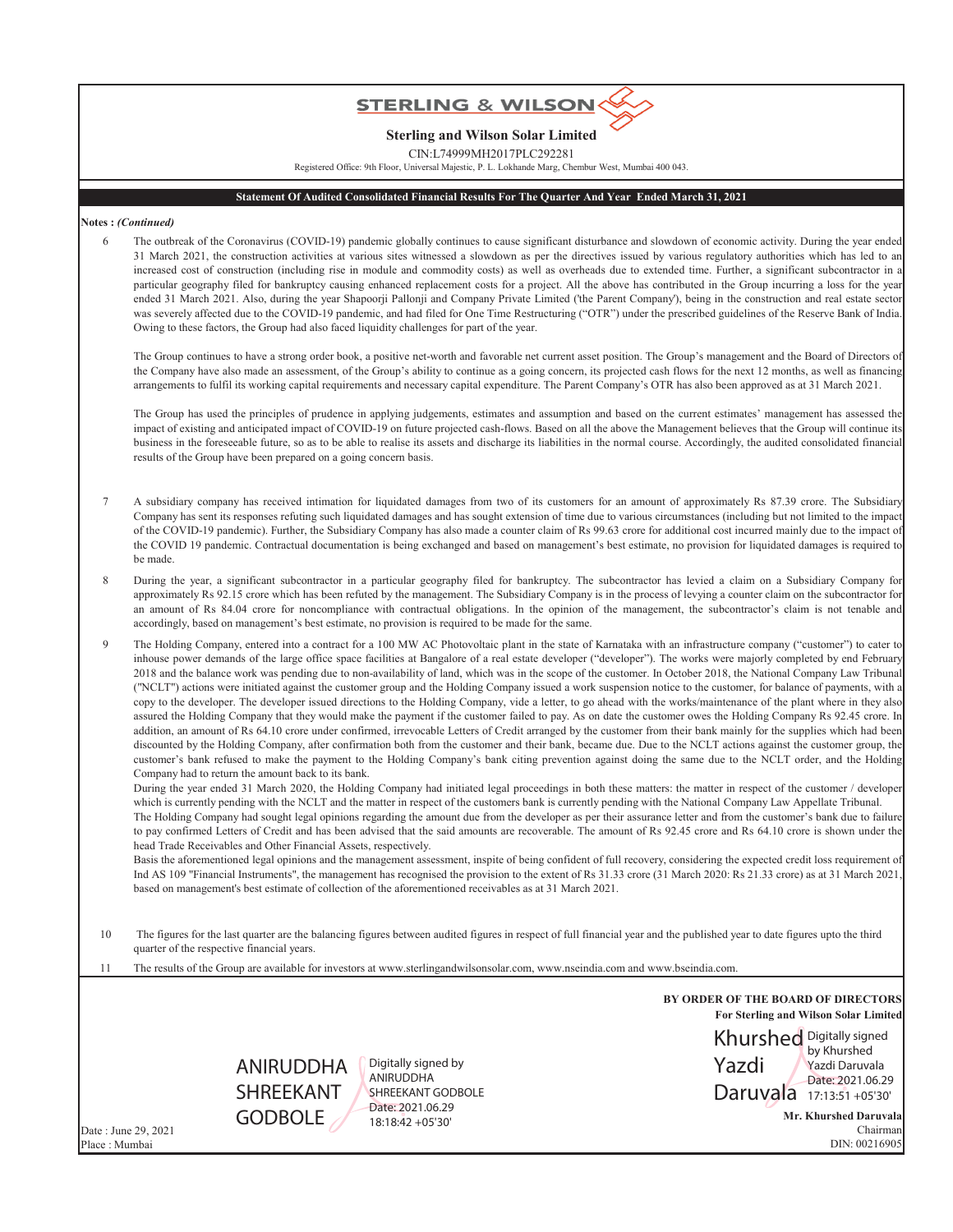**STERLING & WILSON**

**Sterling and Wilson Solar Limited**

CIN:L74999MH2017PLC292281

Registered Office: 9th Floor, Universal Majestic, P. L. Lokhande Marg, Chembur West, Mumbai 400 043.

**Statement Of Audited Consolidated Financial Results For The Quarter And Year Ended March 31, 2021**

**Notes :** ***(Continued)***

6 The outbreak of the Coronavirus (COVID-19) pandemic globally continues to cause significant disturbance and slowdown of economic activity. During the year ended 31 March 2021, the construction activities at various sites witnessed a slowdown as per the directives issued by various regulatory authorities which has led to an increased cost of construction (including rise in module and commodity costs) as well as overheads due to extended time. Further, a significant subcontractor in a particular geography filed for bankruptcy causing enhanced replacement costs for a project. All the above has contributed in the Group incurring a loss for the year ended 31 March 2021. Also, during the year Shapoorji Pallonji and Company Private Limited ('the Parent Company'), being in the construction and real estate sector was severely affected due to the COVID-19 pandemic, and had filed for One Time Restructuring ("OTR") under the prescribed guidelines of the Reserve Bank of India. Owing to these factors, the Group had also faced liquidity challenges for part of the year.

The Group continues to have a strong order book, a positive net-worth and favorable net current asset position. The Group's management and the Board of Directors of the Company have also made an assessment, of the Group's ability to continue as a going concern, its projected cash flows for the next 12 months, as well as financing arrangements to fulfil its working capital requirements and necessary capital expenditure. The Parent Company's OTR has also been approved as at 31 March 2021.

The Group has used the principles of prudence in applying judgements, estimates and assumption and based on the current estimates' management has assessed the impact of existing and anticipated impact of COVID-19 on future projected cash-flows. Based on all the above the Management believes that the Group will continue its business in the foreseeable future, so as to be able to realise its assets and discharge its liabilities in the normal course. Accordingly, the audited consolidated financial results of the Group have been prepared on a going concern basis.

7 A subsidiary company has received intimation for liquidated damages from two of its customers for an amount of approximately Rs 87.39 crore. The Subsidiary Company has sent its responses refuting such liquidated damages and has sought extension of time due to various circumstances (including but not limited to the impact of the COVID-19 pandemic). Further, the Subsidiary Company has also made a counter claim of Rs 99.63 crore for additional cost incurred mainly due to the impact of the COVID 19 pandemic. Contractual documentation is being exchanged and based on management's best estimate, no provision for liquidated damages is required to be made.

8 During the year, a significant subcontractor in a particular geography filed for bankruptcy. The subcontractor has levied a claim on a Subsidiary Company for approximately Rs 92.15 crore which has been refuted by the management. The Subsidiary Company is in the process of levying a counter claim on the subcontractor for an amount of Rs 84.04 crore for noncompliance with contractual obligations. In the opinion of the management, the subcontractor's claim is not tenable and accordingly, based on management's best estimate, no provision is required to be made for the same.

9 The Holding Company, entered into a contract for a 100 MW AC Photovoltaic plant in the state of Karnataka with an infrastructure company ("customer") to cater to inhouse power demands of the large office space facilities at Bangalore of a real estate developer ("developer"). The works were majorly completed by end February 2018 and the balance work was pending due to non-availability of land, which was in the scope of the customer. In October 2018, the National Company Law Tribunal ("NCLT") actions were initiated against the customer group and the Holding Company issued a work suspension notice to the customer, for balance of payments, with a copy to the developer. The developer issued directions to the Holding Company, vide a letter, to go ahead with the works/maintenance of the plant where in they also assured the Holding Company that they would make the payment if the customer failed to pay. As on date the customer owes the Holding Company Rs 92.45 crore. In addition, an amount of Rs 64.10 crore under confirmed, irrevocable Letters of Credit arranged by the customer from their bank mainly for the supplies which had been discounted by the Holding Company, after confirmation both from the customer and their bank, became due. Due to the NCLT actions against the customer group, the customer's bank refused to make the payment to the Holding Company's bank citing prevention against doing the same due to the NCLT order, and the Holding Company had to return the amount back to its bank.

During the year ended 31 March 2020, the Holding Company had initiated legal proceedings in both these matters: the matter in respect of the customer / developer which is currently pending with the NCLT and the matter in respect of the customers bank is currently pending with the National Company Law Appellate Tribunal.

The Holding Company had sought legal opinions regarding the amount due from the developer as per their assurance letter and from the customer's bank due to failure to pay confirmed Letters of Credit and has been advised that the said amounts are recoverable. The amount of Rs 92.45 crore and Rs 64.10 crore is shown under the head Trade Receivables and Other Financial Assets, respectively.

Basis the aforementioned legal opinions and the management assessment, inspite of being confident of full recovery, considering the expected credit loss requirement of Ind AS 109 "Financial Instruments", the management has recognised the provision to the extent of Rs 31.33 crore (31 March 2020: Rs 21.33 crore) as at 31 March 2021, based on management's best estimate of collection of the aforementioned receivables as at 31 March 2021.

10 The figures for the last quarter are the balancing figures between audited figures in respect of full financial year and the published year to date figures upto the third quarter of the respective financial years.

11 The results of the Group are available for investors at www.sterlingandwilsonsolar.com, www.nseindia.com and www.bseindia.com.

**BY ORDER OF THE BOARD OF DIRECTORS**
**For Sterling and Wilson Solar Limited**

ANIRUDDHA SHREEKANT GODBOLE — Digitally signed by ANIRUDDHA SHREEKANT GODBOLE Date: 2021.06.29 18:18:42 +05'30'

Khurshed Yazdi Daruvala — Digitally signed by Khurshed Yazdi Daruvala Date: 2021.06.29 17:13:51 +05'30'

**Mr. Khurshed Daruvala**
Chairman
DIN: 00216905

Date : June 29, 2021
Place : Mumbai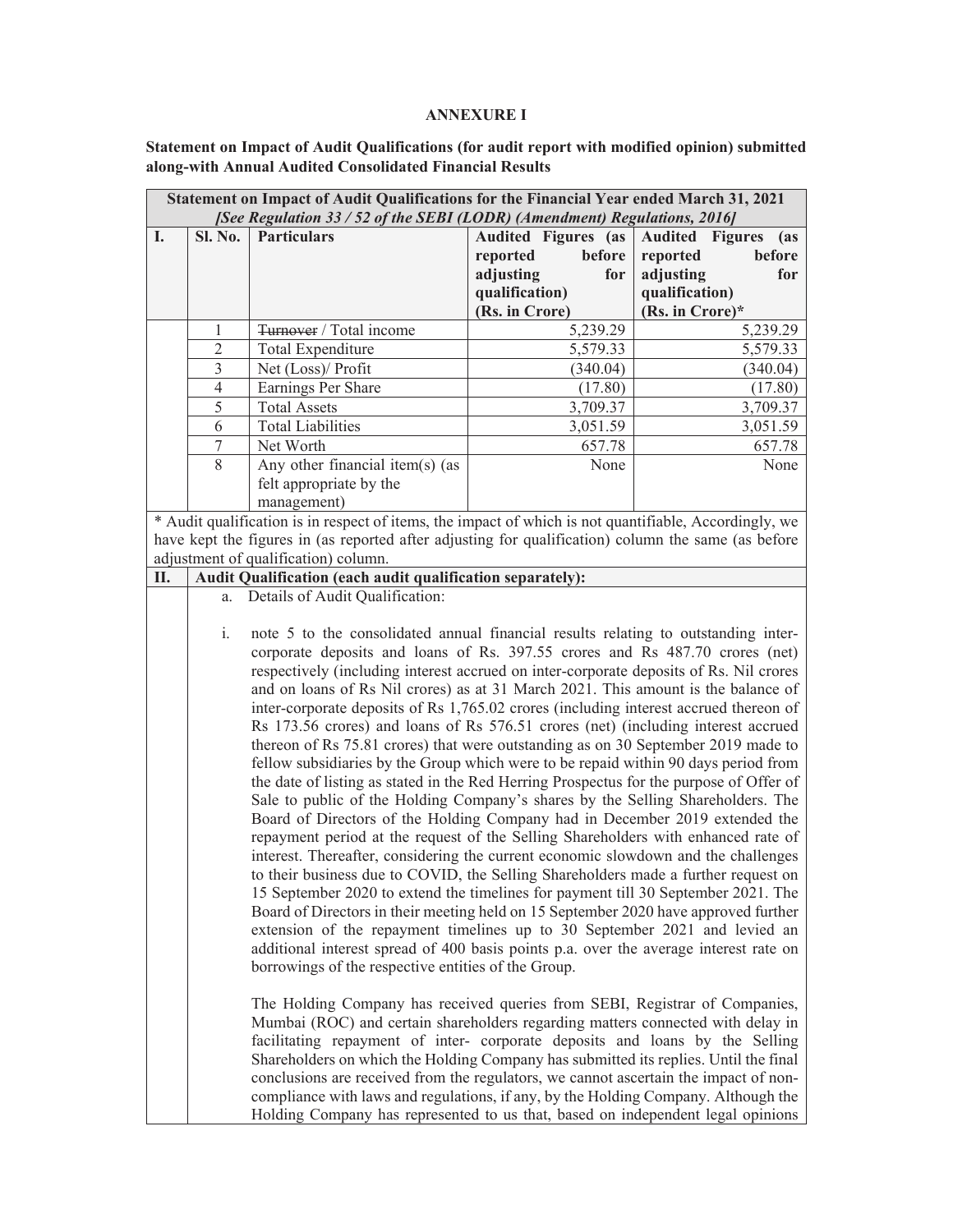**ANNEXURE I**

**Statement on Impact of Audit Qualifications (for audit report with modified opinion) submitted along-with Annual Audited Consolidated Financial Results**

| **Statement on Impact of Audit Qualifications for the Financial Year ended March 31, 2021** *[See Regulation 33 / 52 of the SEBI (LODR) (Amendment) Regulations, 2016]* | | | | |
|---|---|---|---|---|
| **I.** | **Sl. No.** | **Particulars** | **Audited Figures (as reported before adjusting for qualification) (Rs. in Crore)** | **Audited Figures (as reported before adjusting for qualification) (Rs. in Crore)*** |
| | 1 | ~~Turnover~~ / Total income | 5,239.29 | 5,239.29 |
| | 2 | Total Expenditure | 5,579.33 | 5,579.33 |
| | 3 | Net (Loss)/ Profit | (340.04) | (340.04) |
| | 4 | Earnings Per Share | (17.80) | (17.80) |
| | 5 | Total Assets | 3,709.37 | 3,709.37 |
| | 6 | Total Liabilities | 3,051.59 | 3,051.59 |
| | 7 | Net Worth | 657.78 | 657.78 |
| | 8 | Any other financial item(s) (as felt appropriate by the management) | None | None |

\* Audit qualification is in respect of items, the impact of which is not quantifiable, Accordingly, we have kept the figures in (as reported after adjusting for qualification) column the same (as before adjustment of qualification) column.

**II. Audit Qualification (each audit qualification separately):**

a. Details of Audit Qualification:

i. note 5 to the consolidated annual financial results relating to outstanding inter-corporate deposits and loans of Rs. 397.55 crores and Rs 487.70 crores (net) respectively (including interest accrued on inter-corporate deposits of Rs. Nil crores and on loans of Rs Nil crores) as at 31 March 2021. This amount is the balance of inter-corporate deposits of Rs 1,765.02 crores (including interest accrued thereon of Rs 173.56 crores) and loans of Rs 576.51 crores (net) (including interest accrued thereon of Rs 75.81 crores) that were outstanding as on 30 September 2019 made to fellow subsidiaries by the Group which were to be repaid within 90 days period from the date of listing as stated in the Red Herring Prospectus for the purpose of Offer of Sale to public of the Holding Company's shares by the Selling Shareholders. The Board of Directors of the Holding Company had in December 2019 extended the repayment period at the request of the Selling Shareholders with enhanced rate of interest. Thereafter, considering the current economic slowdown and the challenges to their business due to COVID, the Selling Shareholders made a further request on 15 September 2020 to extend the timelines for payment till 30 September 2021. The Board of Directors in their meeting held on 15 September 2020 have approved further extension of the repayment timelines up to 30 September 2021 and levied an additional interest spread of 400 basis points p.a. over the average interest rate on borrowings of the respective entities of the Group.

The Holding Company has received queries from SEBI, Registrar of Companies, Mumbai (ROC) and certain shareholders regarding matters connected with delay in facilitating repayment of inter- corporate deposits and loans by the Selling Shareholders on which the Holding Company has submitted its replies. Until the final conclusions are received from the regulators, we cannot ascertain the impact of non-compliance with laws and regulations, if any, by the Holding Company. Although the Holding Company has represented to us that, based on independent legal opinions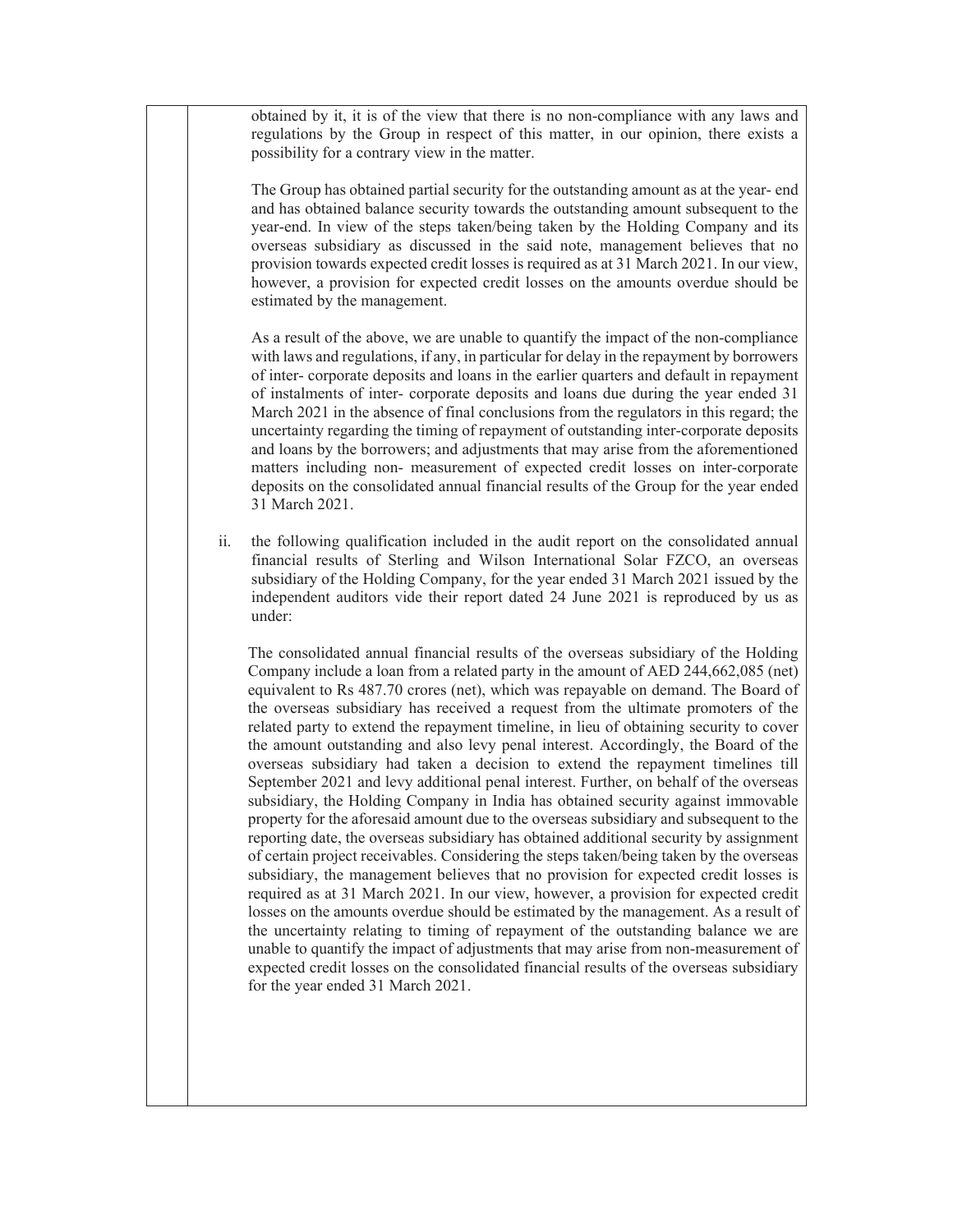obtained by it, it is of the view that there is no non-compliance with any laws and regulations by the Group in respect of this matter, in our opinion, there exists a possibility for a contrary view in the matter.

The Group has obtained partial security for the outstanding amount as at the year- end and has obtained balance security towards the outstanding amount subsequent to the year-end. In view of the steps taken/being taken by the Holding Company and its overseas subsidiary as discussed in the said note, management believes that no provision towards expected credit losses is required as at 31 March 2021. In our view, however, a provision for expected credit losses on the amounts overdue should be estimated by the management.

As a result of the above, we are unable to quantify the impact of the non-compliance with laws and regulations, if any, in particular for delay in the repayment by borrowers of inter- corporate deposits and loans in the earlier quarters and default in repayment of instalments of inter- corporate deposits and loans due during the year ended 31 March 2021 in the absence of final conclusions from the regulators in this regard; the uncertainty regarding the timing of repayment of outstanding inter-corporate deposits and loans by the borrowers; and adjustments that may arise from the aforementioned matters including non- measurement of expected credit losses on inter-corporate deposits on the consolidated annual financial results of the Group for the year ended 31 March 2021.

ii. the following qualification included in the audit report on the consolidated annual financial results of Sterling and Wilson International Solar FZCO, an overseas subsidiary of the Holding Company, for the year ended 31 March 2021 issued by the independent auditors vide their report dated 24 June 2021 is reproduced by us as under:

The consolidated annual financial results of the overseas subsidiary of the Holding Company include a loan from a related party in the amount of AED 244,662,085 (net) equivalent to Rs 487.70 crores (net), which was repayable on demand. The Board of the overseas subsidiary has received a request from the ultimate promoters of the related party to extend the repayment timeline, in lieu of obtaining security to cover the amount outstanding and also levy penal interest. Accordingly, the Board of the overseas subsidiary had taken a decision to extend the repayment timelines till September 2021 and levy additional penal interest. Further, on behalf of the overseas subsidiary, the Holding Company in India has obtained security against immovable property for the aforesaid amount due to the overseas subsidiary and subsequent to the reporting date, the overseas subsidiary has obtained additional security by assignment of certain project receivables. Considering the steps taken/being taken by the overseas subsidiary, the management believes that no provision for expected credit losses is required as at 31 March 2021. In our view, however, a provision for expected credit losses on the amounts overdue should be estimated by the management. As a result of the uncertainty relating to timing of repayment of the outstanding balance we are unable to quantify the impact of adjustments that may arise from non-measurement of expected credit losses on the consolidated financial results of the overseas subsidiary for the year ended 31 March 2021.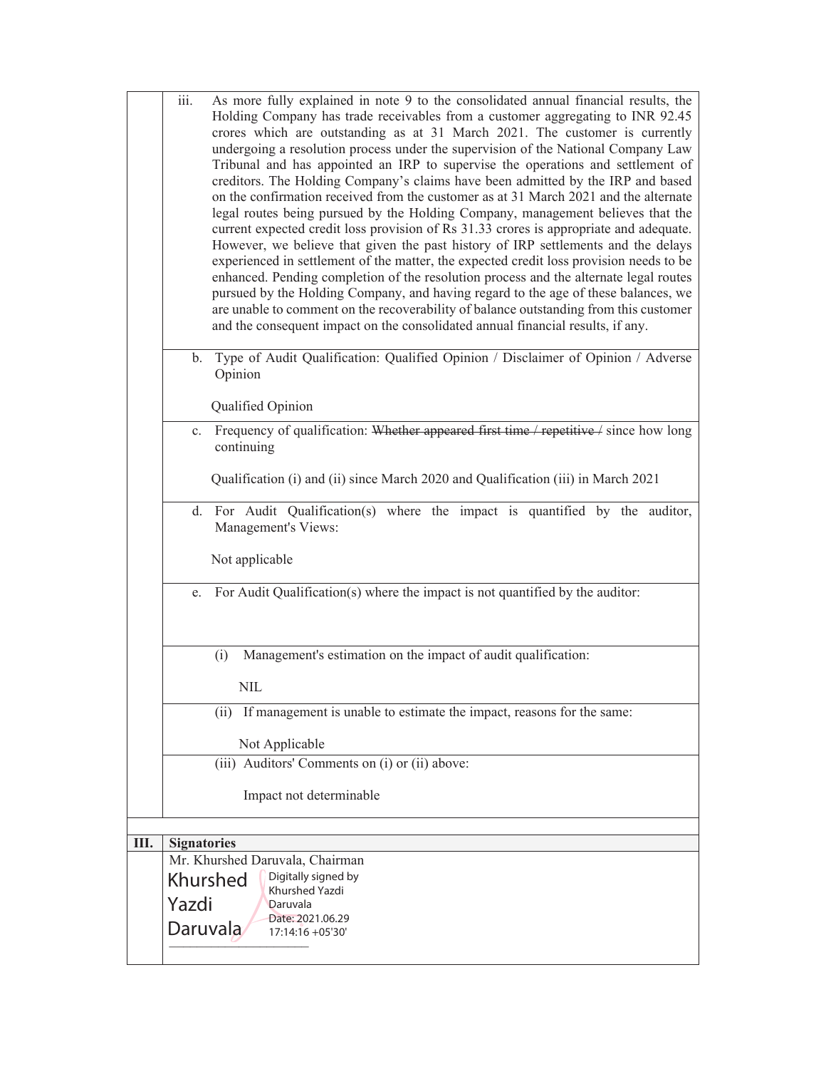iii. As more fully explained in note 9 to the consolidated annual financial results, the Holding Company has trade receivables from a customer aggregating to INR 92.45 crores which are outstanding as at 31 March 2021. The customer is currently undergoing a resolution process under the supervision of the National Company Law Tribunal and has appointed an IRP to supervise the operations and settlement of creditors. The Holding Company's claims have been admitted by the IRP and based on the confirmation received from the customer as at 31 March 2021 and the alternate legal routes being pursued by the Holding Company, management believes that the current expected credit loss provision of Rs 31.33 crores is appropriate and adequate. However, we believe that given the past history of IRP settlements and the delays experienced in settlement of the matter, the expected credit loss provision needs to be enhanced. Pending completion of the resolution process and the alternate legal routes pursued by the Holding Company, and having regard to the age of these balances, we are unable to comment on the recoverability of balance outstanding from this customer and the consequent impact on the consolidated annual financial results, if any.

b. Type of Audit Qualification: Qualified Opinion / Disclaimer of Opinion / Adverse Opinion

Qualified Opinion

c. Frequency of qualification: ~~Whether appeared first time / repetitive /~~ since how long continuing

Qualification (i) and (ii) since March 2020 and Qualification (iii) in March 2021

d. For Audit Qualification(s) where the impact is quantified by the auditor, Management's Views:

Not applicable

e. For Audit Qualification(s) where the impact is not quantified by the auditor:

(i) Management's estimation on the impact of audit qualification:

NIL

(ii) If management is unable to estimate the impact, reasons for the same:

Not Applicable

(iii) Auditors' Comments on (i) or (ii) above:

Impact not determinable

**III. Signatories**

Mr. Khurshed Daruvala, Chairman

Khurshed Yazdi Daruvala — Digitally signed by Khurshed Yazdi Daruvala Date: 2021.06.29 17:14:16 +05'30'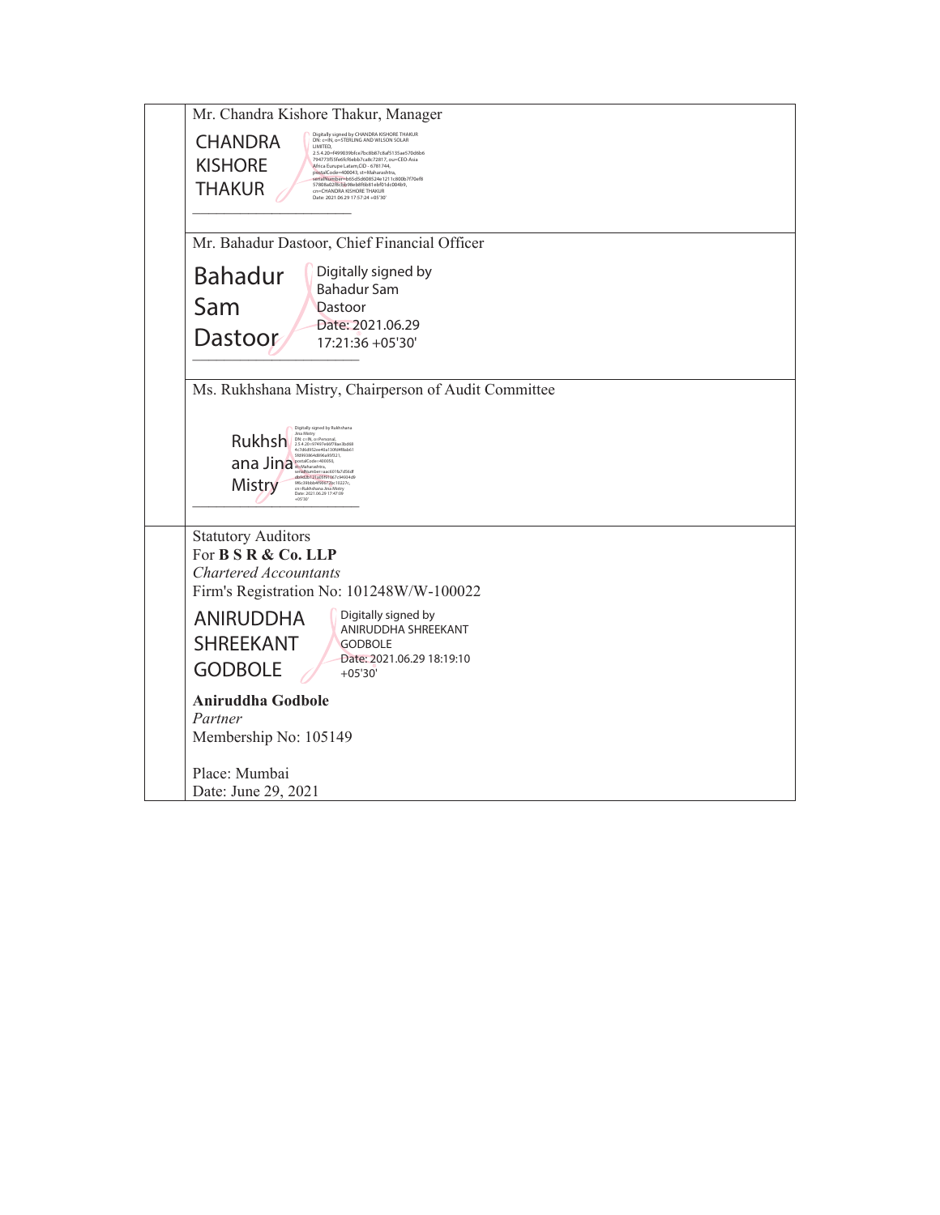Mr. Chandra Kishore Thakur, Manager

CHANDRA KISHORE THAKUR

Digitally signed by CHANDRA KISHORE THAKUR
DN: c=IN, o=STERLING AND WILSON SOLAR LIMITED, 2.5.4.20=f499039bfce7bc8b87c8af5135ae570d6b6794773f55fe0fc f6ebb7ca8c72817, ou=CEO-Asia Africa Europe Latam,CID - 6781744, postalCode=400043, st=Maharashtra, serialNumber=b65d5d608524e1211c800b7f70ef857808a02f6cbb98eb8f6b81ebf01dc004b9, cn=CHANDRA KISHORE THAKUR
Date: 2021.06.29 17:57:24 +05'30'

---

Mr. Bahadur Dastoor, Chief Financial Officer

Bahadur Sam Dastoor

Digitally signed by Bahadur Sam Dastoor
Date: 2021.06.29 17:21:36 +05'30'

---

Ms. Rukhshana Mistry, Chairperson of Audit Committee

Rukhshana Jina Mistry

Digitally signed by Rukhshana Jina Mistry
DN: c=IN, o=Personal, 2.5.4.20=97497e6f78ae3bd684c7d6d952ee40a130fd4f8ab6158d93864d896a95f321, postalCode=400050, st=Maharashtra, serialNumber=aac601fa7d56dfab9d2b121a05f91067c94024d99f6c39bbb4f90872bc10227c, cn=Rukhshana Jina Mistry
Date: 2021.06.29 17:47:09 +05'30'

---

Statutory Auditors
For **B S R & Co. LLP**
*Chartered Accountants*
Firm's Registration No: 101248W/W-100022

ANIRUDDHA SHREEKANT GODBOLE

Digitally signed by ANIRUDDHA SHREEKANT GODBOLE
Date: 2021.06.29 18:19:10 +05'30'

**Aniruddha Godbole**
*Partner*
Membership No: 105149

Place: Mumbai
Date: June 29, 2021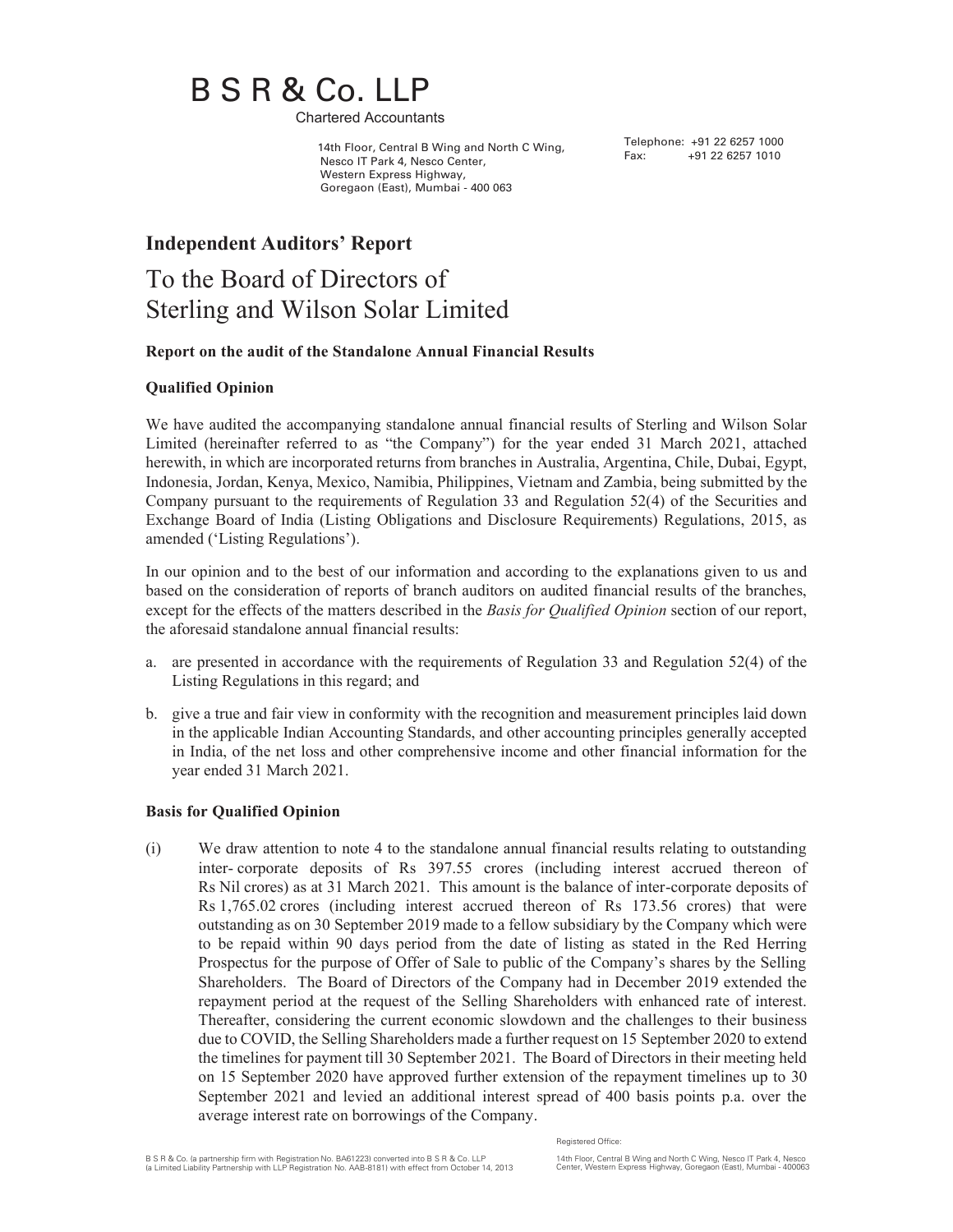# B S R & Co. LLP

Chartered Accountants

14th Floor, Central B Wing and North C Wing,
Nesco IT Park 4, Nesco Center,
Western Express Highway,
Goregaon (East), Mumbai - 400 063

Telephone: +91 22 6257 1000
Fax: +91 22 6257 1010

## Independent Auditors' Report

# To the Board of Directors of Sterling and Wilson Solar Limited

### Report on the audit of the Standalone Annual Financial Results

### Qualified Opinion

We have audited the accompanying standalone annual financial results of Sterling and Wilson Solar Limited (hereinafter referred to as "the Company") for the year ended 31 March 2021, attached herewith, in which are incorporated returns from branches in Australia, Argentina, Chile, Dubai, Egypt, Indonesia, Jordan, Kenya, Mexico, Namibia, Philippines, Vietnam and Zambia, being submitted by the Company pursuant to the requirements of Regulation 33 and Regulation 52(4) of the Securities and Exchange Board of India (Listing Obligations and Disclosure Requirements) Regulations, 2015, as amended ('Listing Regulations').

In our opinion and to the best of our information and according to the explanations given to us and based on the consideration of reports of branch auditors on audited financial results of the branches, except for the effects of the matters described in the *Basis for Qualified Opinion* section of our report, the aforesaid standalone annual financial results:

a. are presented in accordance with the requirements of Regulation 33 and Regulation 52(4) of the Listing Regulations in this regard; and

b. give a true and fair view in conformity with the recognition and measurement principles laid down in the applicable Indian Accounting Standards, and other accounting principles generally accepted in India, of the net loss and other comprehensive income and other financial information for the year ended 31 March 2021.

### Basis for Qualified Opinion

(i) We draw attention to note 4 to the standalone annual financial results relating to outstanding inter- corporate deposits of Rs 397.55 crores (including interest accrued thereon of Rs Nil crores) as at 31 March 2021. This amount is the balance of inter-corporate deposits of Rs 1,765.02 crores (including interest accrued thereon of Rs 173.56 crores) that were outstanding as on 30 September 2019 made to a fellow subsidiary by the Company which were to be repaid within 90 days period from the date of listing as stated in the Red Herring Prospectus for the purpose of Offer of Sale to public of the Company's shares by the Selling Shareholders. The Board of Directors of the Company had in December 2019 extended the repayment period at the request of the Selling Shareholders with enhanced rate of interest. Thereafter, considering the current economic slowdown and the challenges to their business due to COVID, the Selling Shareholders made a further request on 15 September 2020 to extend the timelines for payment till 30 September 2021. The Board of Directors in their meeting held on 15 September 2020 have approved further extension of the repayment timelines up to 30 September 2021 and levied an additional interest spread of 400 basis points p.a. over the average interest rate on borrowings of the Company.

B S R & Co. (a partnership firm with Registration No. BA61223) converted into B S R & Co. LLP (a Limited Liability Partnership with LLP Registration No. AAB-8181) with effect from October 14, 2013

Registered Office:
14th Floor, Central B Wing and North C Wing, Nesco IT Park 4, Nesco Center, Western Express Highway, Goregaon (East), Mumbai - 400063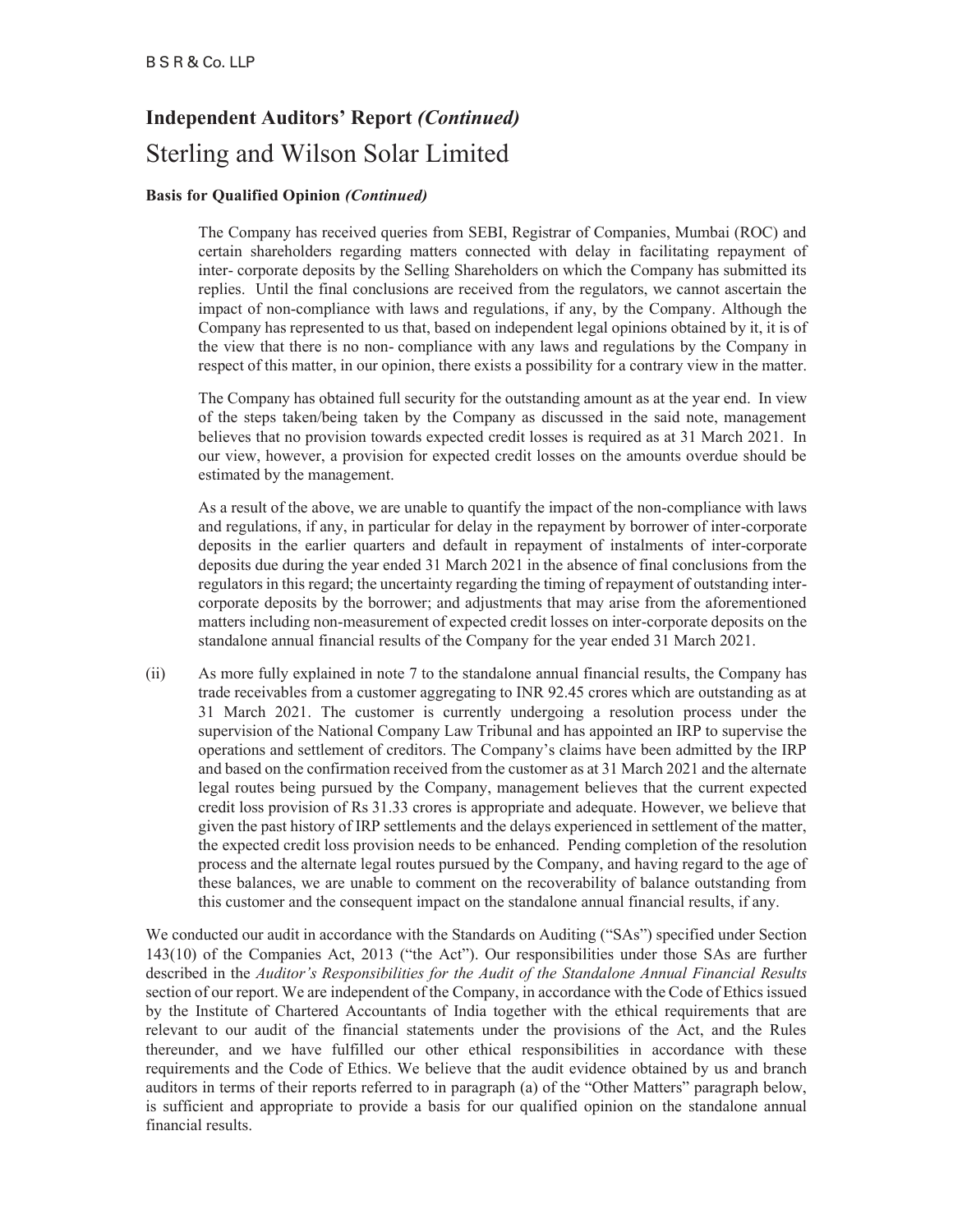## Independent Auditors' Report *(Continued)*

# Sterling and Wilson Solar Limited

**Basis for Qualified Opinion** ***(Continued)***

The Company has received queries from SEBI, Registrar of Companies, Mumbai (ROC) and certain shareholders regarding matters connected with delay in facilitating repayment of inter- corporate deposits by the Selling Shareholders on which the Company has submitted its replies. Until the final conclusions are received from the regulators, we cannot ascertain the impact of non-compliance with laws and regulations, if any, by the Company. Although the Company has represented to us that, based on independent legal opinions obtained by it, it is of the view that there is no non- compliance with any laws and regulations by the Company in respect of this matter, in our opinion, there exists a possibility for a contrary view in the matter.

The Company has obtained full security for the outstanding amount as at the year end. In view of the steps taken/being taken by the Company as discussed in the said note, management believes that no provision towards expected credit losses is required as at 31 March 2021. In our view, however, a provision for expected credit losses on the amounts overdue should be estimated by the management.

As a result of the above, we are unable to quantify the impact of the non-compliance with laws and regulations, if any, in particular for delay in the repayment by borrower of inter-corporate deposits in the earlier quarters and default in repayment of instalments of inter-corporate deposits due during the year ended 31 March 2021 in the absence of final conclusions from the regulators in this regard; the uncertainty regarding the timing of repayment of outstanding inter-corporate deposits by the borrower; and adjustments that may arise from the aforementioned matters including non-measurement of expected credit losses on inter-corporate deposits on the standalone annual financial results of the Company for the year ended 31 March 2021.

(ii) As more fully explained in note 7 to the standalone annual financial results, the Company has trade receivables from a customer aggregating to INR 92.45 crores which are outstanding as at 31 March 2021. The customer is currently undergoing a resolution process under the supervision of the National Company Law Tribunal and has appointed an IRP to supervise the operations and settlement of creditors. The Company's claims have been admitted by the IRP and based on the confirmation received from the customer as at 31 March 2021 and the alternate legal routes being pursued by the Company, management believes that the current expected credit loss provision of Rs 31.33 crores is appropriate and adequate. However, we believe that given the past history of IRP settlements and the delays experienced in settlement of the matter, the expected credit loss provision needs to be enhanced. Pending completion of the resolution process and the alternate legal routes pursued by the Company, and having regard to the age of these balances, we are unable to comment on the recoverability of balance outstanding from this customer and the consequent impact on the standalone annual financial results, if any.

We conducted our audit in accordance with the Standards on Auditing ("SAs") specified under Section 143(10) of the Companies Act, 2013 ("the Act"). Our responsibilities under those SAs are further described in the *Auditor's Responsibilities for the Audit of the Standalone Annual Financial Results* section of our report. We are independent of the Company, in accordance with the Code of Ethics issued by the Institute of Chartered Accountants of India together with the ethical requirements that are relevant to our audit of the financial statements under the provisions of the Act, and the Rules thereunder, and we have fulfilled our other ethical responsibilities in accordance with these requirements and the Code of Ethics. We believe that the audit evidence obtained by us and branch auditors in terms of their reports referred to in paragraph (a) of the "Other Matters" paragraph below, is sufficient and appropriate to provide a basis for our qualified opinion on the standalone annual financial results.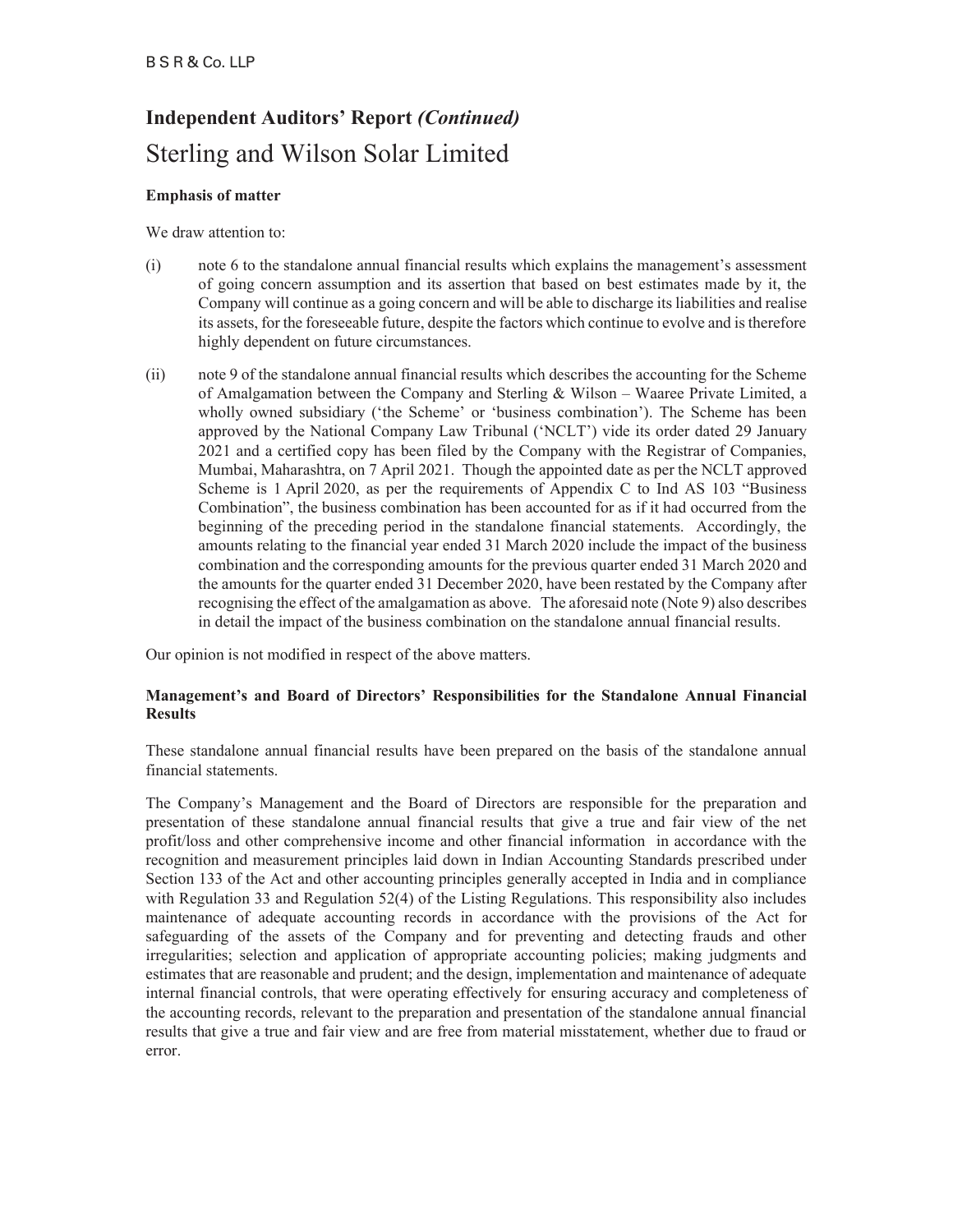## Independent Auditors' Report *(Continued)*

# Sterling and Wilson Solar Limited

**Emphasis of matter**

We draw attention to:

(i) note 6 to the standalone annual financial results which explains the management's assessment of going concern assumption and its assertion that based on best estimates made by it, the Company will continue as a going concern and will be able to discharge its liabilities and realise its assets, for the foreseeable future, despite the factors which continue to evolve and is therefore highly dependent on future circumstances.

(ii) note 9 of the standalone annual financial results which describes the accounting for the Scheme of Amalgamation between the Company and Sterling & Wilson – Waaree Private Limited, a wholly owned subsidiary ('the Scheme' or 'business combination'). The Scheme has been approved by the National Company Law Tribunal ('NCLT') vide its order dated 29 January 2021 and a certified copy has been filed by the Company with the Registrar of Companies, Mumbai, Maharashtra, on 7 April 2021. Though the appointed date as per the NCLT approved Scheme is 1 April 2020, as per the requirements of Appendix C to Ind AS 103 "Business Combination", the business combination has been accounted for as if it had occurred from the beginning of the preceding period in the standalone financial statements. Accordingly, the amounts relating to the financial year ended 31 March 2020 include the impact of the business combination and the corresponding amounts for the previous quarter ended 31 March 2020 and the amounts for the quarter ended 31 December 2020, have been restated by the Company after recognising the effect of the amalgamation as above. The aforesaid note (Note 9) also describes in detail the impact of the business combination on the standalone annual financial results.

Our opinion is not modified in respect of the above matters.

**Management's and Board of Directors' Responsibilities for the Standalone Annual Financial Results**

These standalone annual financial results have been prepared on the basis of the standalone annual financial statements.

The Company's Management and the Board of Directors are responsible for the preparation and presentation of these standalone annual financial results that give a true and fair view of the net profit/loss and other comprehensive income and other financial information in accordance with the recognition and measurement principles laid down in Indian Accounting Standards prescribed under Section 133 of the Act and other accounting principles generally accepted in India and in compliance with Regulation 33 and Regulation 52(4) of the Listing Regulations. This responsibility also includes maintenance of adequate accounting records in accordance with the provisions of the Act for safeguarding of the assets of the Company and for preventing and detecting frauds and other irregularities; selection and application of appropriate accounting policies; making judgments and estimates that are reasonable and prudent; and the design, implementation and maintenance of adequate internal financial controls, that were operating effectively for ensuring accuracy and completeness of the accounting records, relevant to the preparation and presentation of the standalone annual financial results that give a true and fair view and are free from material misstatement, whether due to fraud or error.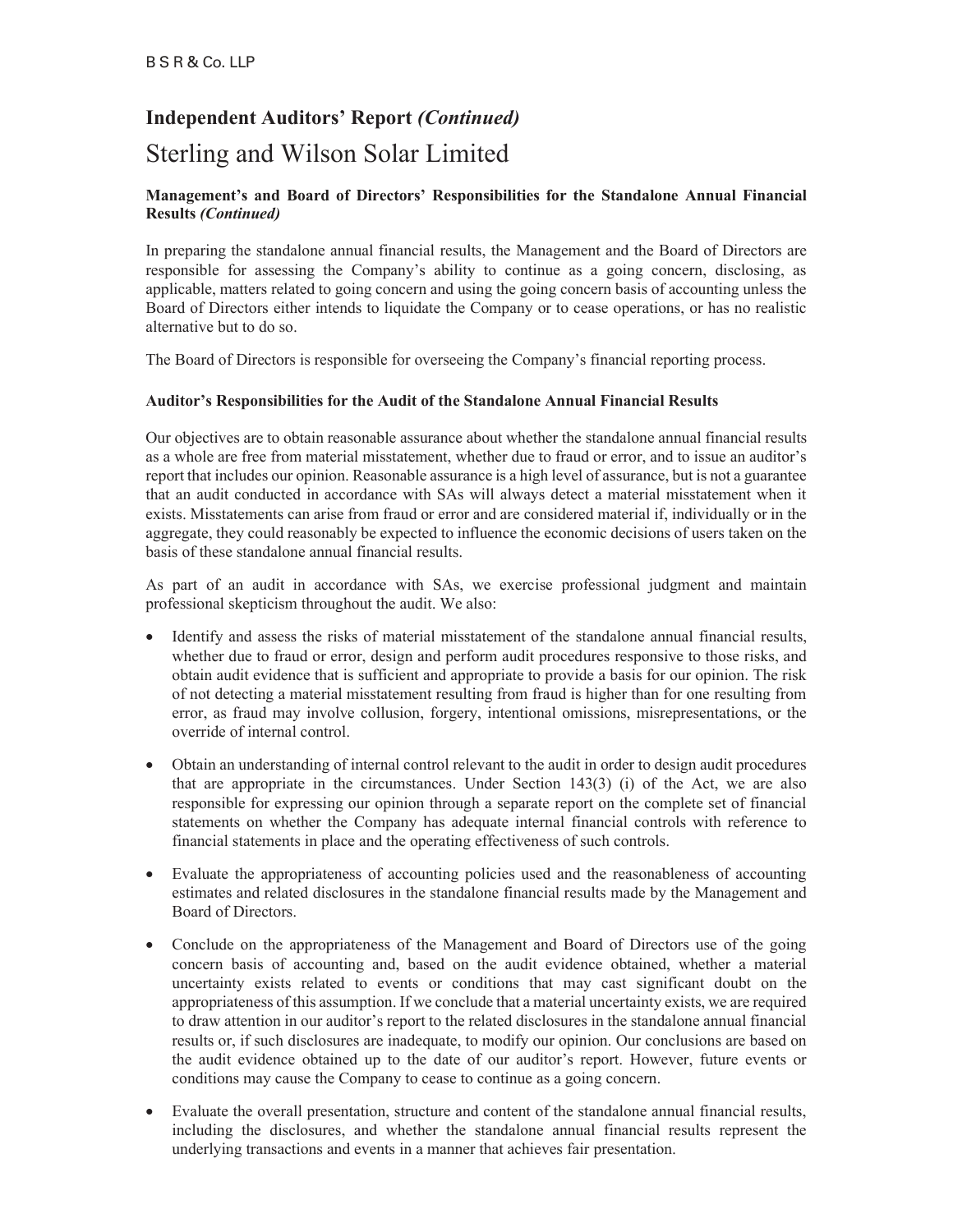## Independent Auditors' Report *(Continued)*

# Sterling and Wilson Solar Limited

### Management's and Board of Directors' Responsibilities for the Standalone Annual Financial Results *(Continued)*

In preparing the standalone annual financial results, the Management and the Board of Directors are responsible for assessing the Company's ability to continue as a going concern, disclosing, as applicable, matters related to going concern and using the going concern basis of accounting unless the Board of Directors either intends to liquidate the Company or to cease operations, or has no realistic alternative but to do so.

The Board of Directors is responsible for overseeing the Company's financial reporting process.

### Auditor's Responsibilities for the Audit of the Standalone Annual Financial Results

Our objectives are to obtain reasonable assurance about whether the standalone annual financial results as a whole are free from material misstatement, whether due to fraud or error, and to issue an auditor's report that includes our opinion. Reasonable assurance is a high level of assurance, but is not a guarantee that an audit conducted in accordance with SAs will always detect a material misstatement when it exists. Misstatements can arise from fraud or error and are considered material if, individually or in the aggregate, they could reasonably be expected to influence the economic decisions of users taken on the basis of these standalone annual financial results.

As part of an audit in accordance with SAs, we exercise professional judgment and maintain professional skepticism throughout the audit. We also:

- Identify and assess the risks of material misstatement of the standalone annual financial results, whether due to fraud or error, design and perform audit procedures responsive to those risks, and obtain audit evidence that is sufficient and appropriate to provide a basis for our opinion. The risk of not detecting a material misstatement resulting from fraud is higher than for one resulting from error, as fraud may involve collusion, forgery, intentional omissions, misrepresentations, or the override of internal control.
- Obtain an understanding of internal control relevant to the audit in order to design audit procedures that are appropriate in the circumstances. Under Section 143(3) (i) of the Act, we are also responsible for expressing our opinion through a separate report on the complete set of financial statements on whether the Company has adequate internal financial controls with reference to financial statements in place and the operating effectiveness of such controls.
- Evaluate the appropriateness of accounting policies used and the reasonableness of accounting estimates and related disclosures in the standalone financial results made by the Management and Board of Directors.
- Conclude on the appropriateness of the Management and Board of Directors use of the going concern basis of accounting and, based on the audit evidence obtained, whether a material uncertainty exists related to events or conditions that may cast significant doubt on the appropriateness of this assumption. If we conclude that a material uncertainty exists, we are required to draw attention in our auditor's report to the related disclosures in the standalone annual financial results or, if such disclosures are inadequate, to modify our opinion. Our conclusions are based on the audit evidence obtained up to the date of our auditor's report. However, future events or conditions may cause the Company to cease to continue as a going concern.
- Evaluate the overall presentation, structure and content of the standalone annual financial results, including the disclosures, and whether the standalone annual financial results represent the underlying transactions and events in a manner that achieves fair presentation.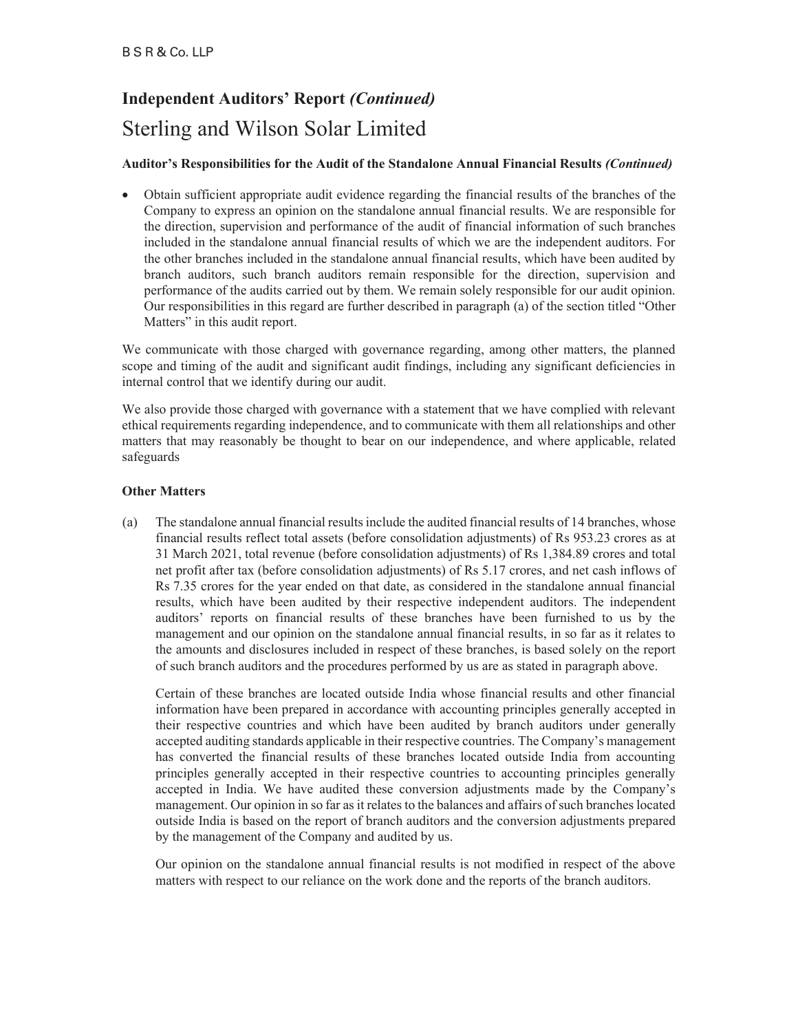# Independent Auditors' Report *(Continued)*

## Sterling and Wilson Solar Limited

**Auditor's Responsibilities for the Audit of the Standalone Annual Financial Results *(Continued)***

- Obtain sufficient appropriate audit evidence regarding the financial results of the branches of the Company to express an opinion on the standalone annual financial results. We are responsible for the direction, supervision and performance of the audit of financial information of such branches included in the standalone annual financial results of which we are the independent auditors. For the other branches included in the standalone annual financial results, which have been audited by branch auditors, such branch auditors remain responsible for the direction, supervision and performance of the audits carried out by them. We remain solely responsible for our audit opinion. Our responsibilities in this regard are further described in paragraph (a) of the section titled "Other Matters" in this audit report.

We communicate with those charged with governance regarding, among other matters, the planned scope and timing of the audit and significant audit findings, including any significant deficiencies in internal control that we identify during our audit.

We also provide those charged with governance with a statement that we have complied with relevant ethical requirements regarding independence, and to communicate with them all relationships and other matters that may reasonably be thought to bear on our independence, and where applicable, related safeguards

**Other Matters**

(a) The standalone annual financial results include the audited financial results of 14 branches, whose financial results reflect total assets (before consolidation adjustments) of Rs 953.23 crores as at 31 March 2021, total revenue (before consolidation adjustments) of Rs 1,384.89 crores and total net profit after tax (before consolidation adjustments) of Rs 5.17 crores, and net cash inflows of Rs 7.35 crores for the year ended on that date, as considered in the standalone annual financial results, which have been audited by their respective independent auditors. The independent auditors' reports on financial results of these branches have been furnished to us by the management and our opinion on the standalone annual financial results, in so far as it relates to the amounts and disclosures included in respect of these branches, is based solely on the report of such branch auditors and the procedures performed by us are as stated in paragraph above.

Certain of these branches are located outside India whose financial results and other financial information have been prepared in accordance with accounting principles generally accepted in their respective countries and which have been audited by branch auditors under generally accepted auditing standards applicable in their respective countries. The Company's management has converted the financial results of these branches located outside India from accounting principles generally accepted in their respective countries to accounting principles generally accepted in India. We have audited these conversion adjustments made by the Company's management. Our opinion in so far as it relates to the balances and affairs of such branches located outside India is based on the report of branch auditors and the conversion adjustments prepared by the management of the Company and audited by us.

Our opinion on the standalone annual financial results is not modified in respect of the above matters with respect to our reliance on the work done and the reports of the branch auditors.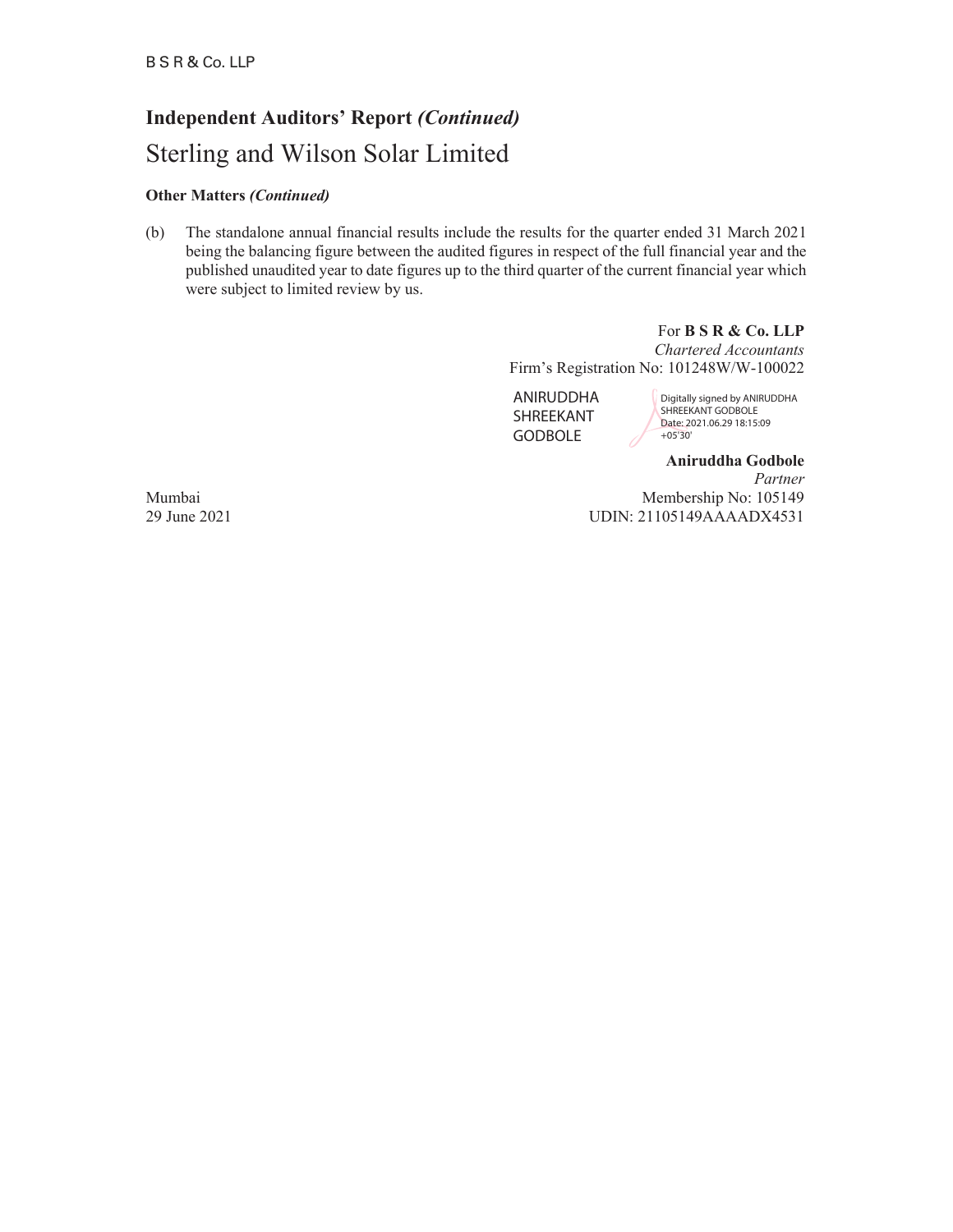## Independent Auditors' Report *(Continued)*

# Sterling and Wilson Solar Limited

**Other Matters** ***(Continued)***

(b) The standalone annual financial results include the results for the quarter ended 31 March 2021 being the balancing figure between the audited figures in respect of the full financial year and the published unaudited year to date figures up to the third quarter of the current financial year which were subject to limited review by us.

For **B S R & Co. LLP**
*Chartered Accountants*
Firm's Registration No: 101248W/W-100022

ANIRUDDHA SHREEKANT GODBOLE
Digitally signed by ANIRUDDHA SHREEKANT GODBOLE
Date: 2021.06.29 18:15:09 +05'30'

**Aniruddha Godbole**
*Partner*
Membership No: 105149
UDIN: 21105149AAAADX4531

Mumbai
29 June 2021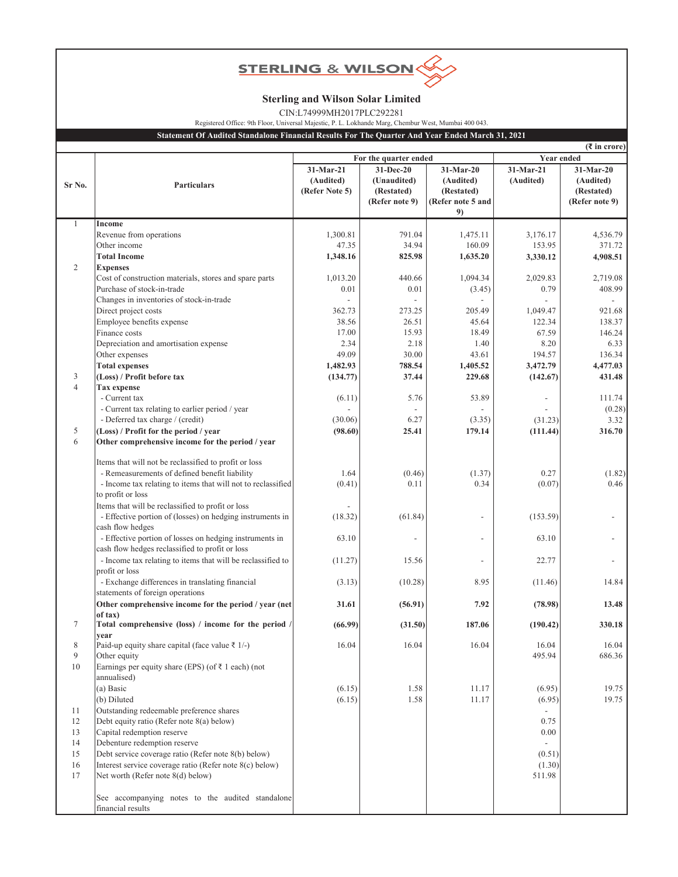STERLING & WILSON

# Sterling and Wilson Solar Limited

CIN:L74999MH2017PLC292281

Registered Office: 9th Floor, Universal Majestic, P. L. Lokhande Marg, Chembur West, Mumbai 400 043.

## Statement Of Audited Standalone Financial Results For The Quarter And Year Ended March 31, 2021

(₹ in crore)

| Sr No. | Particulars | For the quarter ended | | | Year ended | |
|---|---|---|---|---|---|---|
| | | 31-Mar-21 (Audited) (Refer Note 5) | 31-Dec-20 (Unaudited) (Restated) (Refer note 9) | 31-Mar-20 (Audited) (Restated) (Refer note 5 and 9) | 31-Mar-21 (Audited) | 31-Mar-20 (Audited) (Restated) (Refer note 9) |
| 1 | **Income** | | | | | |
| | Revenue from operations | 1,300.81 | 791.04 | 1,475.11 | 3,176.17 | 4,536.79 |
| | Other income | 47.35 | 34.94 | 160.09 | 153.95 | 371.72 |
| | **Total Income** | **1,348.16** | **825.98** | **1,635.20** | **3,330.12** | **4,908.51** |
| 2 | **Expenses** | | | | | |
| | Cost of construction materials, stores and spare parts | 1,013.20 | 440.66 | 1,094.34 | 2,029.83 | 2,719.08 |
| | Purchase of stock-in-trade | 0.01 | 0.01 | (3.45) | 0.79 | 408.99 |
| | Changes in inventories of stock-in-trade | - | - | - | - | - |
| | Direct project costs | 362.73 | 273.25 | 205.49 | 1,049.47 | 921.68 |
| | Employee benefits expense | 38.56 | 26.51 | 45.64 | 122.34 | 138.37 |
| | Finance costs | 17.00 | 15.93 | 18.49 | 67.59 | 146.24 |
| | Depreciation and amortisation expense | 2.34 | 2.18 | 1.40 | 8.20 | 6.33 |
| | Other expenses | 49.09 | 30.00 | 43.61 | 194.57 | 136.34 |
| | **Total expenses** | **1,482.93** | **788.54** | **1,405.52** | **3,472.79** | **4,477.03** |
| 3 | **(Loss) / Profit before tax** | **(134.77)** | **37.44** | **229.68** | **(142.67)** | **431.48** |
| 4 | **Tax expense** | | | | | |
| | - Current tax | (6.11) | 5.76 | 53.89 | - | 111.74 |
| | - Current tax relating to earlier period / year | - | - | - | - | (0.28) |
| | - Deferred tax charge / (credit) | (30.06) | 6.27 | (3.35) | (31.23) | 3.32 |
| 5 | **(Loss) / Profit for the period / year** | **(98.60)** | **25.41** | **179.14** | **(111.44)** | **316.70** |
| 6 | **Other comprehensive income for the period / year** | | | | | |
| | Items that will not be reclassified to profit or loss | | | | | |
| | - Remeasurements of defined benefit liability | 1.64 | (0.46) | (1.37) | 0.27 | (1.82) |
| | - Income tax relating to items that will not to reclassified to profit or loss | (0.41) | 0.11 | 0.34 | (0.07) | 0.46 |
| | Items that will be reclassified to profit or loss | - | | | | |
| | - Effective portion of (losses) on hedging instruments in cash flow hedges | (18.32) | (61.84) | - | (153.59) | - |
| | - Effective portion of losses on hedging instruments in cash flow hedges reclassified to profit or loss | 63.10 | - | - | 63.10 | - |
| | - Income tax relating to items that will be reclassified to profit or loss | (11.27) | 15.56 | - | 22.77 | - |
| | - Exchange differences in translating financial statements of foreign operations | (3.13) | (10.28) | 8.95 | (11.46) | 14.84 |
| | **Other comprehensive income for the period / year (net of tax)** | **31.61** | **(56.91)** | **7.92** | **(78.98)** | **13.48** |
| 7 | **Total comprehensive (loss) / income for the period / year** | **(66.99)** | **(31.50)** | **187.06** | **(190.42)** | **330.18** |
| 8 | Paid-up equity share capital (face value ₹ 1/-) | 16.04 | 16.04 | 16.04 | 16.04 | 16.04 |
| 9 | Other equity | | | | 495.94 | 686.36 |
| 10 | Earnings per equity share (EPS) (of ₹ 1 each) (not annualised) | | | | | |
| | (a) Basic | (6.15) | 1.58 | 11.17 | (6.95) | 19.75 |
| | (b) Diluted | (6.15) | 1.58 | 11.17 | (6.95) | 19.75 |
| 11 | Outstanding redeemable preference shares | | | | - | |
| 12 | Debt equity ratio (Refer note 8(a) below) | | | | 0.75 | |
| 13 | Capital redemption reserve | | | | 0.00 | |
| 14 | Debenture redemption reserve | | | | - | |
| 15 | Debt service coverage ratio (Refer note 8(b) below) | | | | (0.51) | |
| 16 | Interest service coverage ratio (Refer note 8(c) below) | | | | (1.30) | |
| 17 | Net worth (Refer note 8(d) below) | | | | 511.98 | |
| | See accompanying notes to the audited standalone financial results | | | | | |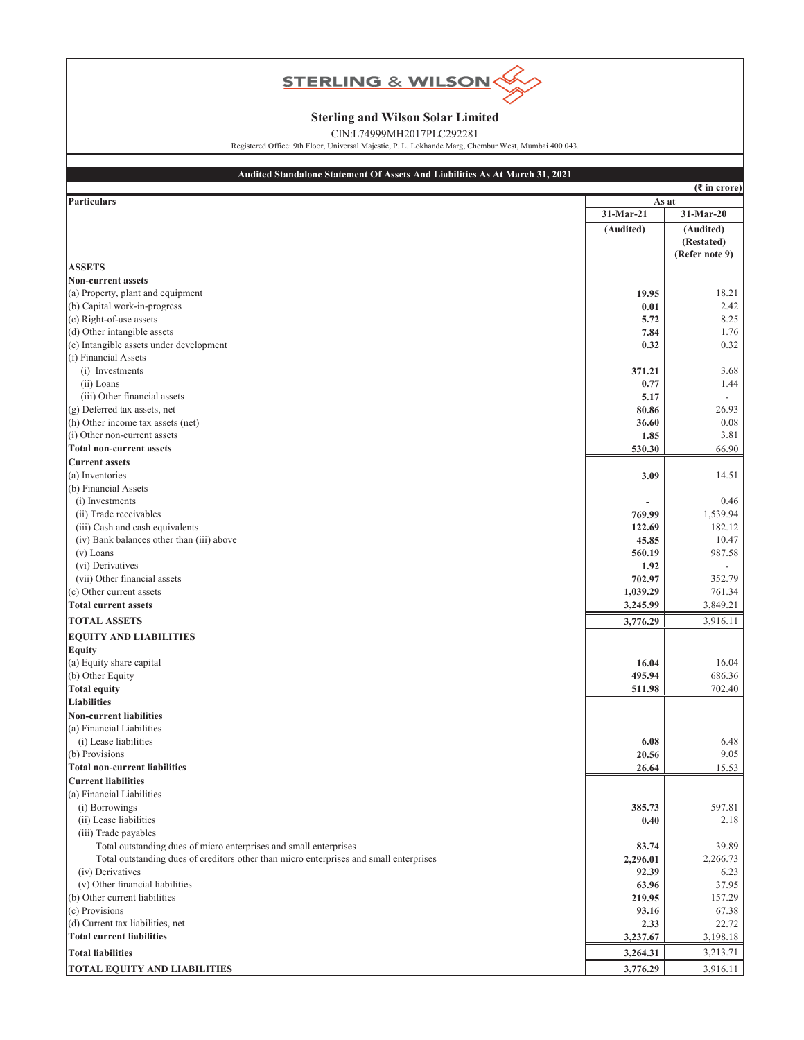# Sterling and Wilson Solar Limited

CIN:L74999MH2017PLC292281

Registered Office: 9th Floor, Universal Majestic, P. L. Lokhande Marg, Chembur West, Mumbai 400 043.

## Audited Standalone Statement Of Assets And Liabilities As At March 31, 2021

(₹ in crore)

| Particulars | As at | |
|---|---|---|
| | 31-Mar-21 | 31-Mar-20 |
| | (Audited) | (Audited) (Restated) (Refer note 9) |
| **ASSETS** | | |
| **Non-current assets** | | |
| (a) Property, plant and equipment | **19.95** | 18.21 |
| (b) Capital work-in-progress | **0.01** | 2.42 |
| (c) Right-of-use assets | **5.72** | 8.25 |
| (d) Other intangible assets | **7.84** | 1.76 |
| (e) Intangible assets under development | **0.32** | 0.32 |
| (f) Financial Assets | | |
| (i) Investments | **371.21** | 3.68 |
| (ii) Loans | **0.77** | 1.44 |
| (iii) Other financial assets | **5.17** | - |
| (g) Deferred tax assets, net | **80.86** | 26.93 |
| (h) Other income tax assets (net) | **36.60** | 0.08 |
| (i) Other non-current assets | **1.85** | 3.81 |
| **Total non-current assets** | **530.30** | 66.90 |
| **Current assets** | | |
| (a) Inventories | **3.09** | 14.51 |
| (b) Financial Assets | | |
| (i) Investments | **-** | 0.46 |
| (ii) Trade receivables | **769.99** | 1,539.94 |
| (iii) Cash and cash equivalents | **122.69** | 182.12 |
| (iv) Bank balances other than (iii) above | **45.85** | 10.47 |
| (v) Loans | **560.19** | 987.58 |
| (vi) Derivatives | **1.92** | - |
| (vii) Other financial assets | **702.97** | 352.79 |
| (c) Other current assets | **1,039.29** | 761.34 |
| **Total current assets** | **3,245.99** | 3,849.21 |
| **TOTAL ASSETS** | **3,776.29** | 3,916.11 |
| **EQUITY AND LIABILITIES** | | |
| **Equity** | | |
| (a) Equity share capital | **16.04** | 16.04 |
| (b) Other Equity | **495.94** | 686.36 |
| **Total equity** | **511.98** | 702.40 |
| **Liabilities** | | |
| **Non-current liabilities** | | |
| (a) Financial Liabilities | | |
| (i) Lease liabilities | **6.08** | 6.48 |
| (b) Provisions | **20.56** | 9.05 |
| **Total non-current liabilities** | **26.64** | 15.53 |
| **Current liabilities** | | |
| (a) Financial Liabilities | | |
| (i) Borrowings | **385.73** | 597.81 |
| (ii) Lease liabilities | **0.40** | 2.18 |
| (iii) Trade payables | | |
| Total outstanding dues of micro enterprises and small enterprises | **83.74** | 39.89 |
| Total outstanding dues of creditors other than micro enterprises and small enterprises | **2,296.01** | 2,266.73 |
| (iv) Derivatives | **92.39** | 6.23 |
| (v) Other financial liabilities | **63.96** | 37.95 |
| (b) Other current liabilities | **219.95** | 157.29 |
| (c) Provisions | **93.16** | 67.38 |
| (d) Current tax liabilities, net | **2.33** | 22.72 |
| **Total current liabilities** | **3,237.67** | 3,198.18 |
| **Total liabilities** | **3,264.31** | 3,213.71 |
| **TOTAL EQUITY AND LIABILITIES** | **3,776.29** | 3,916.11 |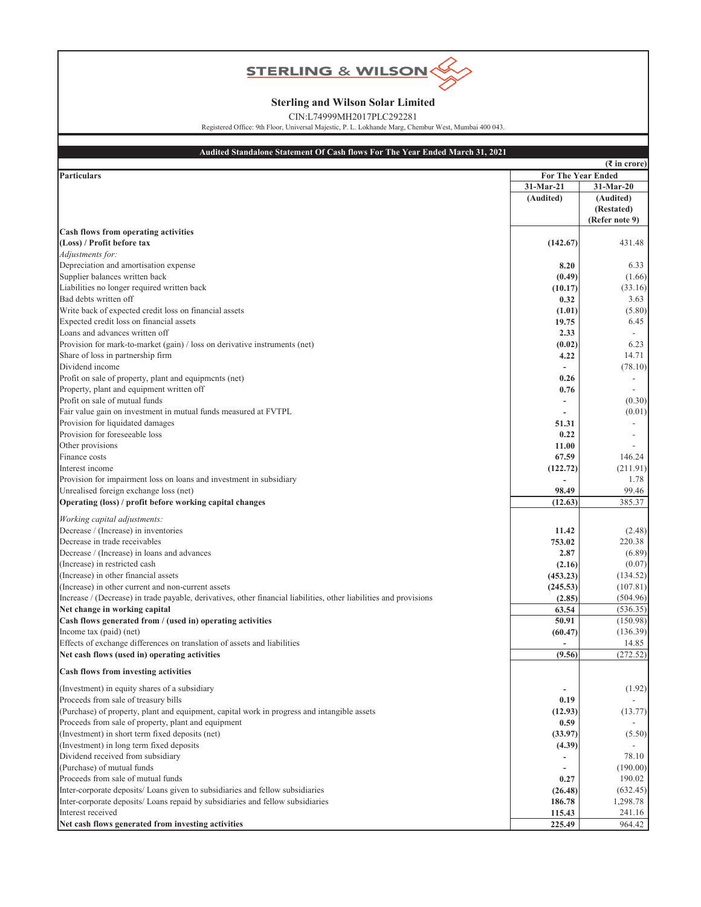# Sterling and Wilson Solar Limited

CIN:L74999MH2017PLC292281

Registered Office: 9th Floor, Universal Majestic, P. L. Lokhande Marg, Chembur West, Mumbai 400 043.

## Audited Standalone Statement Of Cash flows For The Year Ended March 31, 2021

(₹ in crore)

| Particulars | For The Year Ended | |
|---|---|---|
| | 31-Mar-21 | 31-Mar-20 |
| | (Audited) | (Audited) (Restated) (Refer note 9) |
| **Cash flows from operating activities** | | |
| **(Loss) / Profit before tax** | **(142.67)** | 431.48 |
| *Adjustments for:* | | |
| Depreciation and amortisation expense | **8.20** | 6.33 |
| Supplier balances written back | **(0.49)** | (1.66) |
| Liabilities no longer required written back | **(10.17)** | (33.16) |
| Bad debts written off | **0.32** | 3.63 |
| Write back of expected credit loss on financial assets | **(1.01)** | (5.80) |
| Expected credit loss on financial assets | **19.75** | 6.45 |
| Loans and advances written off | **2.33** | - |
| Provision for mark-to-market (gain) / loss on derivative instruments (net) | **(0.02)** | 6.23 |
| Share of loss in partnership firm | **4.22** | 14.71 |
| Dividend income | **-** | (78.10) |
| Profit on sale of property, plant and equipmcnts (net) | **0.26** | - |
| Property, plant and equipment written off | **0.76** | - |
| Profit on sale of mutual funds | **-** | (0.30) |
| Fair value gain on investment in mutual funds measured at FVTPL | **-** | (0.01) |
| Provision for liquidated damages | **51.31** | - |
| Provision for foreseeable loss | **0.22** | - |
| Other provisions | **11.00** | - |
| Finance costs | **67.59** | 146.24 |
| Interest income | **(122.72)** | (211.91) |
| Provision for impairment loss on loans and investment in subsidiary | **-** | 1.78 |
| Unrealised foreign exchange loss (net) | **98.49** | 99.46 |
| **Operating (loss) / profit before working capital changes** | **(12.63)** | 385.37 |
| *Working capital adjustments:* | | |
| Decrease / (Increase) in inventories | **11.42** | (2.48) |
| Decrease in trade receivables | **753.02** | 220.38 |
| Decrease / (Increase) in loans and advances | **2.87** | (6.89) |
| (Increase) in restricted cash | **(2.16)** | (0.07) |
| (Increase) in other financial assets | **(453.23)** | (134.52) |
| (Increase) in other current and non-current assets | **(245.53)** | (107.81) |
| Increase / (Decrease) in trade payable, derivatives, other financial liabilities, other liabilities and provisions | **(2.85)** | (504.96) |
| **Net change in working capital** | **63.54** | (536.35) |
| **Cash flows generated from / (used in) operating activities** | **50.91** | (150.98) |
| Income tax (paid) (net) | **(60.47)** | (136.39) |
| Effects of exchange differences on translation of assets and liabilities | **-** | 14.85 |
| **Net cash flows (used in) operating activities** | **(9.56)** | (272.52) |
| **Cash flows from investing activities** | | |
| (Investment) in equity shares of a subsidiary | **-** | (1.92) |
| Proceeds from sale of treasury bills | **0.19** | - |
| (Purchase) of property, plant and equipment, capital work in progress and intangible assets | **(12.93)** | (13.77) |
| Proceeds from sale of property, plant and equipment | **0.59** | - |
| (Investment) in short term fixed deposits (net) | **(33.97)** | (5.50) |
| (Investment) in long term fixed deposits | **(4.39)** | - |
| Dividend received from subsidiary | **-** | 78.10 |
| (Purchase) of mutual funds | **-** | (190.00) |
| Proceeds from sale of mutual funds | **0.27** | 190.02 |
| Inter-corporate deposits/ Loans given to subsidiaries and fellow subsidiaries | **(26.48)** | (632.45) |
| Inter-corporate deposits/ Loans repaid by subsidiaries and fellow subsidiaries | **186.78** | 1,298.78 |
| Interest received | **115.43** | 241.16 |
| **Net cash flows generated from investing activities** | **225.49** | 964.42 |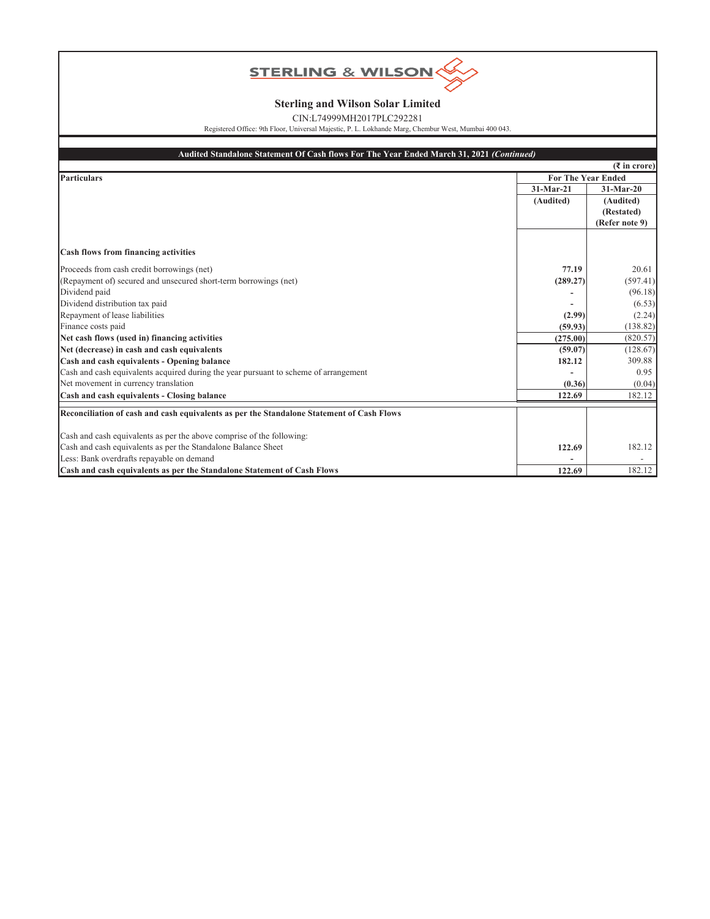STERLING & WILSON

## Sterling and Wilson Solar Limited

CIN:L74999MH2017PLC292281

Registered Office: 9th Floor, Universal Majestic, P. L. Lokhande Marg, Chembur West, Mumbai 400 043.

### Audited Standalone Statement Of Cash flows For The Year Ended March 31, 2021 *(Continued)*

(₹ in crore)

| Particulars | For The Year Ended | |
|---|---|---|
| | 31-Mar-21 | 31-Mar-20 |
| | (Audited) | (Audited) (Restated) (Refer note 9) |
| **Cash flows from financing activities** | | |
| Proceeds from cash credit borrowings (net) | **77.19** | 20.61 |
| (Repayment of) secured and unsecured short-term borrowings (net) | **(289.27)** | (597.41) |
| Dividend paid | **-** | (96.18) |
| Dividend distribution tax paid | **-** | (6.53) |
| Repayment of lease liabilities | **(2.99)** | (2.24) |
| Finance costs paid | **(59.93)** | (138.82) |
| **Net cash flows (used in) financing activities** | **(275.00)** | (820.57) |
| **Net (decrease) in cash and cash equivalents** | **(59.07)** | (128.67) |
| **Cash and cash equivalents - Opening balance** | **182.12** | 309.88 |
| Cash and cash equivalents acquired during the year pursuant to scheme of arrangement | **-** | 0.95 |
| Net movement in currency translation | **(0.36)** | (0.04) |
| **Cash and cash equivalents - Closing balance** | **122.69** | 182.12 |
| **Reconciliation of cash and cash equivalents as per the Standalone Statement of Cash Flows** | | |
| Cash and cash equivalents as per the above comprise of the following: | | |
| Cash and cash equivalents as per the Standalone Balance Sheet | **122.69** | 182.12 |
| Less: Bank overdrafts repayable on demand | **-** | - |
| **Cash and cash equivalents as per the Standalone Statement of Cash Flows** | **122.69** | 182.12 |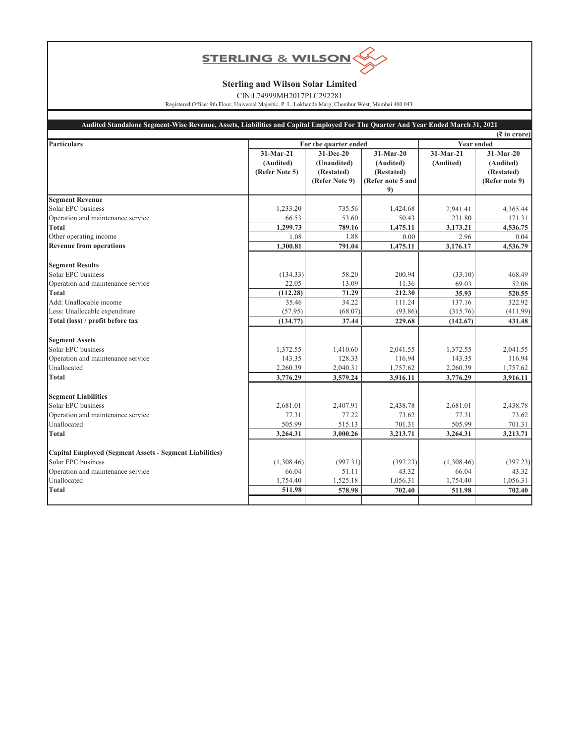**STERLING & WILSON**

## Sterling and Wilson Solar Limited

CIN:L74999MH2017PLC292281

Registered Office: 9th Floor, Universal Majestic, P. L. Lokhande Marg, Chembur West, Mumbai 400 043.

### Audited Standalone Segment-Wise Revenue, Assets, Liabilities and Capital Employed For The Quarter And Year Ended March 31, 2021

(₹ in crore)

| Particulars | For the quarter ended | | | Year ended | |
|---|---|---|---|---|---|
| | 31-Mar-21 (Audited) (Refer Note 5) | 31-Dec-20 (Unaudited) (Restated) (Refer Note 9) | 31-Mar-20 (Audited) (Restated) (Refer note 5 and 9) | 31-Mar-21 (Audited) | 31-Mar-20 (Audited) (Restated) (Refer note 9) |
| **Segment Revenue** | | | | | |
| Solar EPC business | 1,233.20 | 735.56 | 1,424.68 | 2,941.41 | 4,365.44 |
| Operation and maintenance service | 66.53 | 53.60 | 50.43 | 231.80 | 171.31 |
| **Total** | **1,299.73** | **789.16** | **1,475.11** | **3,173.21** | **4,536.75** |
| Other operating income | 1.08 | 1.88 | 0.00 | 2.96 | 0.04 |
| **Revenue from operations** | **1,300.81** | **791.04** | **1,475.11** | **3,176.17** | **4,536.79** |
| **Segment Results** | | | | | |
| Solar EPC business | (134.33) | 58.20 | 200.94 | (33.10) | 468.49 |
| Operation and maintenance service | 22.05 | 13.09 | 11.36 | 69.03 | 52.06 |
| **Total** | **(112.28)** | **71.29** | **212.30** | **35.93** | **520.55** |
| Add: Unallocable income | 35.46 | 34.22 | 111.24 | 137.16 | 322.92 |
| Less: Unallocable expenditure | (57.95) | (68.07) | (93.86) | (315.76) | (411.99) |
| **Total (loss) / profit before tax** | **(134.77)** | **37.44** | **229.68** | **(142.67)** | **431.48** |
| **Segment Assets** | | | | | |
| Solar EPC business | 1,372.55 | 1,410.60 | 2,041.55 | 1,372.55 | 2,041.55 |
| Operation and maintenance service | 143.35 | 128.33 | 116.94 | 143.35 | 116.94 |
| Unallocated | 2,260.39 | 2,040.31 | 1,757.62 | 2,260.39 | 1,757.62 |
| **Total** | **3,776.29** | **3,579.24** | **3,916.11** | **3,776.29** | **3,916.11** |
| **Segment Liabilities** | | | | | |
| Solar EPC business | 2,681.01 | 2,407.91 | 2,438.78 | 2,681.01 | 2,438.78 |
| Operation and maintenance service | 77.31 | 77.22 | 73.62 | 77.31 | 73.62 |
| Unallocated | 505.99 | 515.13 | 701.31 | 505.99 | 701.31 |
| **Total** | **3,264.31** | **3,000.26** | **3,213.71** | **3,264.31** | **3,213.71** |
| **Capital Employed (Segment Assets - Segment Liabilities)** | | | | | |
| Solar EPC business | (1,308.46) | (997.31) | (397.23) | (1,308.46) | (397.23) |
| Operation and maintenance service | 66.04 | 51.11 | 43.32 | 66.04 | 43.32 |
| Unallocated | 1,754.40 | 1,525.18 | 1,056.31 | 1,754.40 | 1,056.31 |
| **Total** | **511.98** | **578.98** | **702.40** | **511.98** | **702.40** |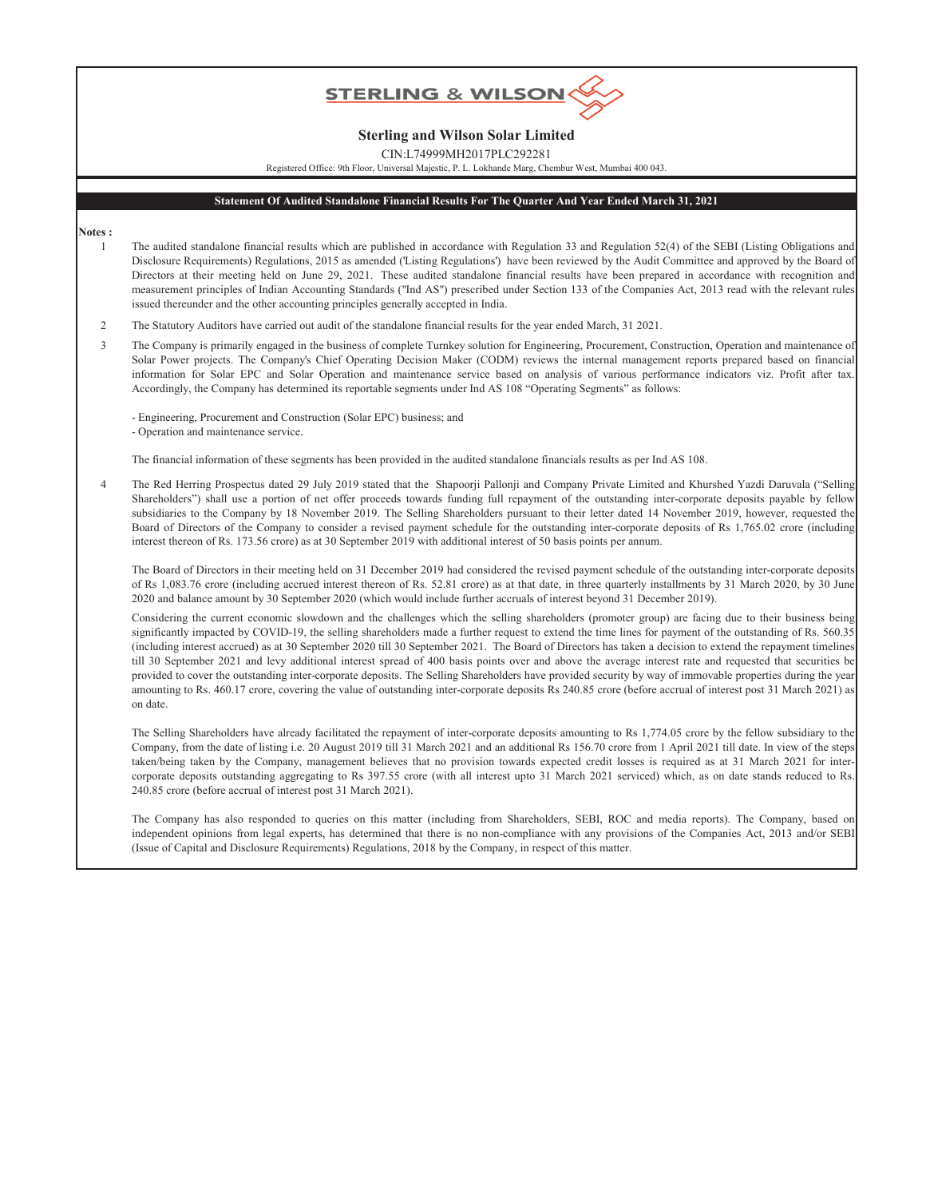# STERLING & WILSON

## Sterling and Wilson Solar Limited

CIN:L74999MH2017PLC292281

Registered Office: 9th Floor, Universal Majestic, P. L. Lokhande Marg, Chembur West, Mumbai 400 043.

### Statement Of Audited Standalone Financial Results For The Quarter And Year Ended March 31, 2021

**Notes :**

1. The audited standalone financial results which are published in accordance with Regulation 33 and Regulation 52(4) of the SEBI (Listing Obligations and Disclosure Requirements) Regulations, 2015 as amended ('Listing Regulations') have been reviewed by the Audit Committee and approved by the Board of Directors at their meeting held on June 29, 2021. These audited standalone financial results have been prepared in accordance with recognition and measurement principles of Indian Accounting Standards ("Ind AS") prescribed under Section 133 of the Companies Act, 2013 read with the relevant rules issued thereunder and the other accounting principles generally accepted in India.

2. The Statutory Auditors have carried out audit of the standalone financial results for the year ended March, 31 2021.

3. The Company is primarily engaged in the business of complete Turnkey solution for Engineering, Procurement, Construction, Operation and maintenance of Solar Power projects. The Company's Chief Operating Decision Maker (CODM) reviews the internal management reports prepared based on financial information for Solar EPC and Solar Operation and maintenance service based on analysis of various performance indicators viz. Profit after tax. Accordingly, the Company has determined its reportable segments under Ind AS 108 "Operating Segments" as follows:

   - Engineering, Procurement and Construction (Solar EPC) business; and
   - Operation and maintenance service.

   The financial information of these segments has been provided in the audited standalone financials results as per Ind AS 108.

4. The Red Herring Prospectus dated 29 July 2019 stated that the Shapoorji Pallonji and Company Private Limited and Khurshed Yazdi Daruvala ("Selling Shareholders") shall use a portion of net offer proceeds towards funding full repayment of the outstanding inter-corporate deposits payable by fellow subsidiaries to the Company by 18 November 2019. The Selling Shareholders pursuant to their letter dated 14 November 2019, however, requested the Board of Directors of the Company to consider a revised payment schedule for the outstanding inter-corporate deposits of Rs 1,765.02 crore (including interest thereon of Rs. 173.56 crore) as at 30 September 2019 with additional interest of 50 basis points per annum.

   The Board of Directors in their meeting held on 31 December 2019 had considered the revised payment schedule of the outstanding inter-corporate deposits of Rs 1,083.76 crore (including accrued interest thereon of Rs. 52.81 crore) as at that date, in three quarterly installments by 31 March 2020, by 30 June 2020 and balance amount by 30 September 2020 (which would include further accruals of interest beyond 31 December 2019).

   Considering the current economic slowdown and the challenges which the selling shareholders (promoter group) are facing due to their business being significantly impacted by COVID-19, the selling shareholders made a further request to extend the time lines for payment of the outstanding of Rs. 560.35 (including interest accrued) as at 30 September 2020 till 30 September 2021. The Board of Directors has taken a decision to extend the repayment timelines till 30 September 2021 and levy additional interest spread of 400 basis points over and above the average interest rate and requested that securities be provided to cover the outstanding inter-corporate deposits. The Selling Shareholders have provided security by way of immovable properties during the year amounting to Rs. 460.17 crore, covering the value of outstanding inter-corporate deposits Rs 240.85 crore (before accrual of interest post 31 March 2021) as on date.

   The Selling Shareholders have already facilitated the repayment of inter-corporate deposits amounting to Rs 1,774.05 crore by the fellow subsidiary to the Company, from the date of listing i.e. 20 August 2019 till 31 March 2021 and an additional Rs 156.70 crore from 1 April 2021 till date. In view of the steps taken/being taken by the Company, management believes that no provision towards expected credit losses is required as at 31 March 2021 for inter-corporate deposits outstanding aggregating to Rs 397.55 crore (with all interest upto 31 March 2021 serviced) which, as on date stands reduced to Rs. 240.85 crore (before accrual of interest post 31 March 2021).

   The Company has also responded to queries on this matter (including from Shareholders, SEBI, ROC and media reports). The Company, based on independent opinions from legal experts, has determined that there is no non-compliance with any provisions of the Companies Act, 2013 and/or SEBI (Issue of Capital and Disclosure Requirements) Regulations, 2018 by the Company, in respect of this matter.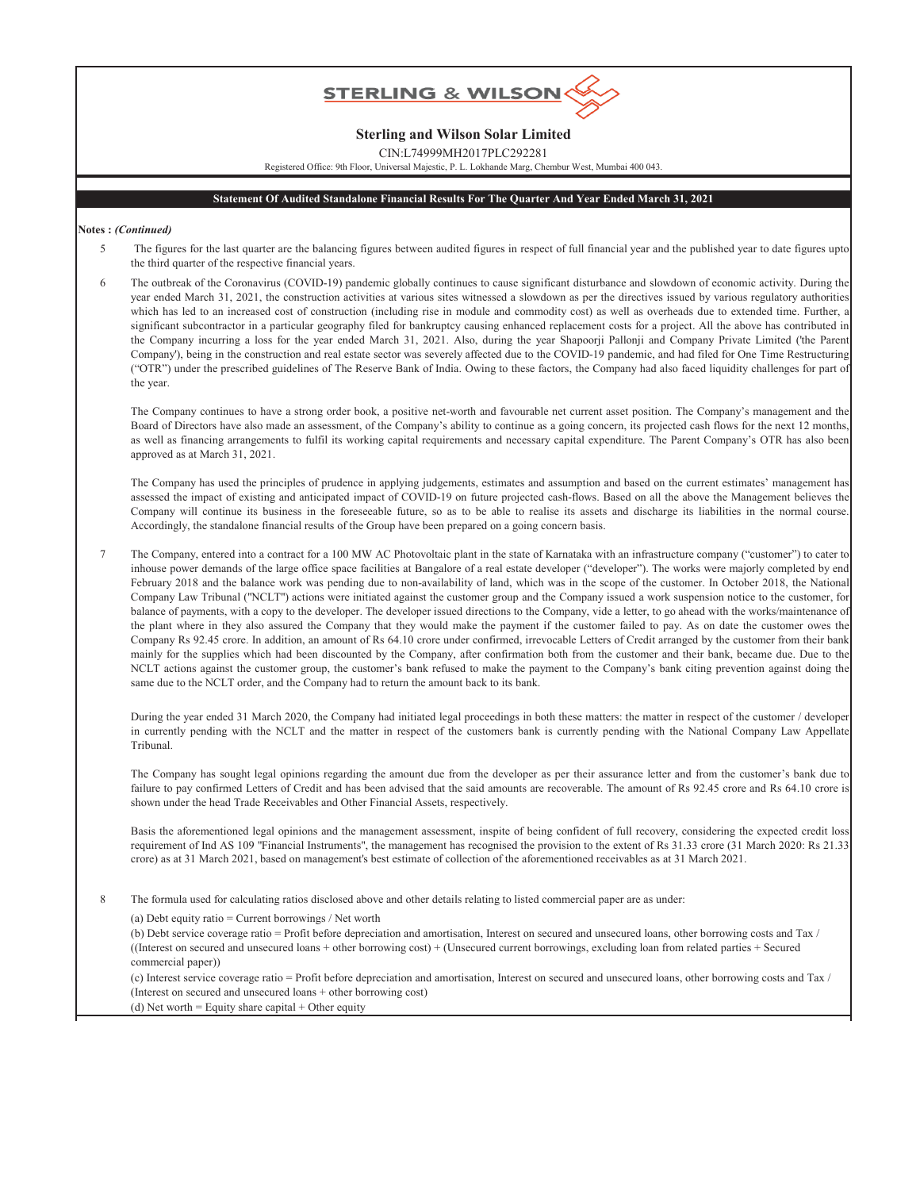# Sterling and Wilson Solar Limited

CIN:L74999MH2017PLC292281

Registered Office: 9th Floor, Universal Majestic, P. L. Lokhande Marg, Chembur West, Mumbai 400 043.

## Statement Of Audited Standalone Financial Results For The Quarter And Year Ended March 31, 2021

**Notes :** ***(Continued)***

5. The figures for the last quarter are the balancing figures between audited figures in respect of full financial year and the published year to date figures upto the third quarter of the respective financial years.

6. The outbreak of the Coronavirus (COVID-19) pandemic globally continues to cause significant disturbance and slowdown of economic activity. During the year ended March 31, 2021, the construction activities at various sites witnessed a slowdown as per the directives issued by various regulatory authorities which has led to an increased cost of construction (including rise in module and commodity cost) as well as overheads due to extended time. Further, a significant subcontractor in a particular geography filed for bankruptcy causing enhanced replacement costs for a project. All the above has contributed in the Company incurring a loss for the year ended March 31, 2021. Also, during the year Shapoorji Pallonji and Company Private Limited ('the Parent Company'), being in the construction and real estate sector was severely affected due to the COVID-19 pandemic, and had filed for One Time Restructuring ("OTR") under the prescribed guidelines of The Reserve Bank of India. Owing to these factors, the Company had also faced liquidity challenges for part of the year.

   The Company continues to have a strong order book, a positive net-worth and favourable net current asset position. The Company's management and the Board of Directors have also made an assessment, of the Company's ability to continue as a going concern, its projected cash flows for the next 12 months, as well as financing arrangements to fulfil its working capital requirements and necessary capital expenditure. The Parent Company's OTR has also been approved as at March 31, 2021.

   The Company has used the principles of prudence in applying judgements, estimates and assumption and based on the current estimates' management has assessed the impact of existing and anticipated impact of COVID-19 on future projected cash-flows. Based on all the above the Management believes the Company will continue its business in the foreseeable future, so as to be able to realise its assets and discharge its liabilities in the normal course. Accordingly, the standalone financial results of the Group have been prepared on a going concern basis.

7. The Company, entered into a contract for a 100 MW AC Photovoltaic plant in the state of Karnataka with an infrastructure company ("customer") to cater to inhouse power demands of the large office space facilities at Bangalore of a real estate developer ("developer"). The works were majorly completed by end February 2018 and the balance work was pending due to non-availability of land, which was in the scope of the customer. In October 2018, the National Company Law Tribunal ("NCLT") actions were initiated against the customer group and the Company issued a work suspension notice to the customer, for balance of payments, with a copy to the developer. The developer issued directions to the Company, vide a letter, to go ahead with the works/maintenance of the plant where in they also assured the Company that they would make the payment if the customer failed to pay. As on date the customer owes the Company Rs 92.45 crore. In addition, an amount of Rs 64.10 crore under confirmed, irrevocable Letters of Credit arranged by the customer from their bank mainly for the supplies which had been discounted by the Company, after confirmation both from the customer and their bank, became due. Due to the NCLT actions against the customer group, the customer's bank refused to make the payment to the Company's bank citing prevention against doing the same due to the NCLT order, and the Company had to return the amount back to its bank.

   During the year ended 31 March 2020, the Company had initiated legal proceedings in both these matters: the matter in respect of the customer / developer in currently pending with the NCLT and the matter in respect of the customers bank is currently pending with the National Company Law Appellate Tribunal.

   The Company has sought legal opinions regarding the amount due from the developer as per their assurance letter and from the customer's bank due to failure to pay confirmed Letters of Credit and has been advised that the said amounts are recoverable. The amount of Rs 92.45 crore and Rs 64.10 crore is shown under the head Trade Receivables and Other Financial Assets, respectively.

   Basis the aforementioned legal opinions and the management assessment, inspite of being confident of full recovery, considering the expected credit loss requirement of Ind AS 109 "Financial Instruments", the management has recognised the provision to the extent of Rs 31.33 crore (31 March 2020: Rs 21.33 crore) as at 31 March 2021, based on management's best estimate of collection of the aforementioned receivables as at 31 March 2021.

8. The formula used for calculating ratios disclosed above and other details relating to listed commercial paper are as under:

   (a) Debt equity ratio = Current borrowings / Net worth

   (b) Debt service coverage ratio = Profit before depreciation and amortisation, Interest on secured and unsecured loans, other borrowing costs and Tax / ((Interest on secured and unsecured loans + other borrowing cost) + (Unsecured current borrowings, excluding loan from related parties + Secured commercial paper))

   (c) Interest service coverage ratio = Profit before depreciation and amortisation, Interest on secured and unsecured loans, other borrowing costs and Tax / (Interest on secured and unsecured loans + other borrowing cost)

   (d) Net worth = Equity share capital + Other equity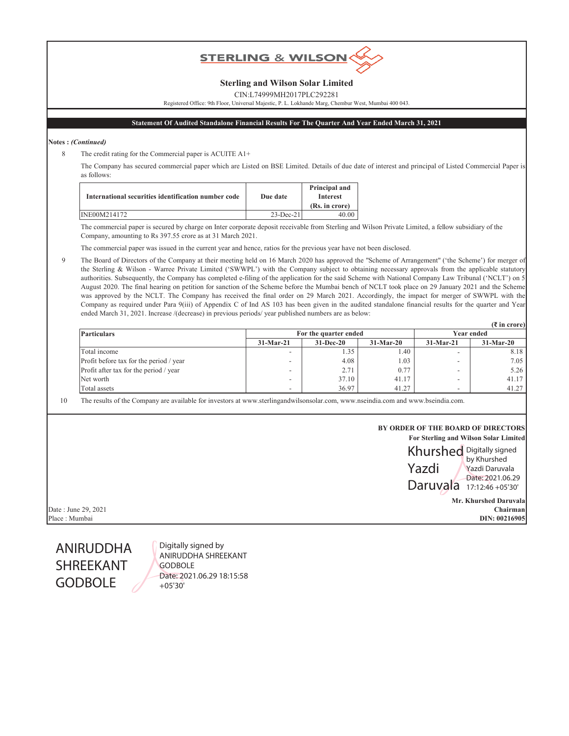# Sterling and Wilson Solar Limited

CIN:L74999MH2017PLC292281

Registered Office: 9th Floor, Universal Majestic, P. L. Lokhande Marg, Chembur West, Mumbai 400 043.

## Statement Of Audited Standalone Financial Results For The Quarter And Year Ended March 31, 2021

**Notes :** ***(Continued)***

8 The credit rating for the Commercial paper is ACUITE A1+

The Company has secured commercial paper which are Listed on BSE Limited. Details of due date of interest and principal of Listed Commercial Paper is as follows:

| International securities identification number code | Due date | Principal and Interest (Rs. in crore) |
|---|---|---|
| INE00M214172 | 23-Dec-21 | 40.00 |

The commercial paper is secured by charge on Inter corporate deposit receivable from Sterling and Wilson Private Limited, a fellow subsidiary of the Company, amounting to Rs 397.55 crore as at 31 March 2021.

The commercial paper was issued in the current year and hence, ratios for the previous year have not been disclosed.

9 The Board of Directors of the Company at their meeting held on 16 March 2020 has approved the "Scheme of Arrangement" ('the Scheme') for merger of the Sterling & Wilson - Warree Private Limited ('SWWPL') with the Company subject to obtaining necessary approvals from the applicable statutory authorities. Subsequently, the Company has completed e-filing of the application for the said Scheme with National Company Law Tribunal ('NCLT') on 5 August 2020. The final hearing on petition for sanction of the Scheme before the Mumbai bench of NCLT took place on 29 January 2021 and the Scheme was approved by the NCLT. The Company has received the final order on 29 March 2021. Accordingly, the impact for merger of SWWPL with the Company as required under Para 9(iii) of Appendix C of Ind AS 103 has been given in the audited standalone financial results for the quarter and Year ended March 31, 2021. Increase /(decrease) in previous periods/ year published numbers are as below:

(₹ in crore)

| Particulars | For the quarter ended | | | Year ended | |
|---|---|---|---|---|---|
| | 31-Mar-21 | 31-Dec-20 | 31-Mar-20 | 31-Mar-21 | 31-Mar-20 |
| Total income | - | 1.35 | 1.40 | - | 8.18 |
| Profit before tax for the period / year | - | 4.08 | 1.03 | - | 7.05 |
| Profit after tax for the period / year | - | 2.71 | 0.77 | - | 5.26 |
| Net worth | - | 37.10 | 41.17 | - | 41.17 |
| Total assets | - | 36.97 | 41.27 | - | 41.27 |

10 The results of the Company are available for investors at www.sterlingandwilsonsolar.com, www.nseindia.com and www.bseindia.com.

**BY ORDER OF THE BOARD OF DIRECTORS**
**For Sterling and Wilson Solar Limited**

Khurshed Yazdi Daruvala — Digitally signed by Khurshed Yazdi Daruvala Date: 2021.06.29 17:12:46 +05'30'

**Mr. Khurshed Daruvala**
**Chairman**
**DIN: 00216905**

Date : June 29, 2021
Place : Mumbai

ANIRUDDHA SHREEKANT GODBOLE — Digitally signed by ANIRUDDHA SHREEKANT GODBOLE Date: 2021.06.29 18:15:58 +05'30'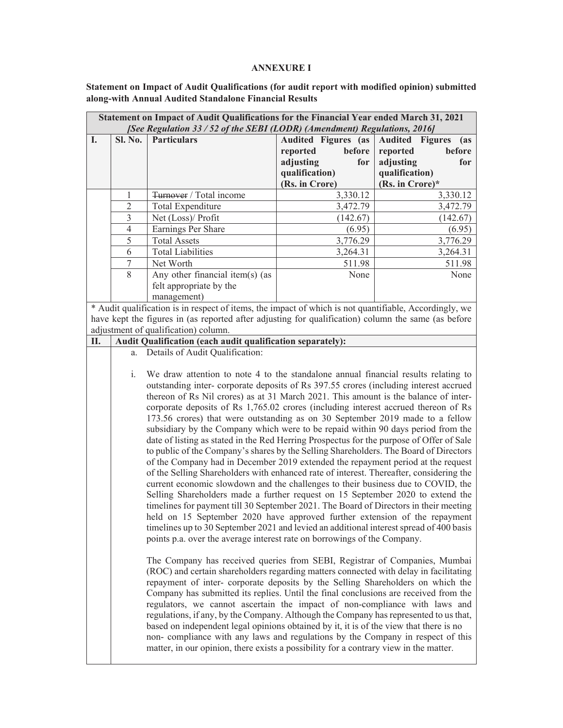**ANNEXURE I**

**Statement on Impact of Audit Qualifications (for audit report with modified opinion) submitted along-with Annual Audited Standalone Financial Results**

| **Statement on Impact of Audit Qualifications for the Financial Year ended March 31, 2021** *[See Regulation 33 / 52 of the SEBI (LODR) (Amendment) Regulations, 2016]* | | | | |
|---|---|---|---|---|
| **I.** | **Sl. No.** | **Particulars** | **Audited Figures (as reported before adjusting for qualification) (Rs. in Crore)** | **Audited Figures (as reported before adjusting for qualification) (Rs. in Crore)*** |
| | 1 | ~~Turnover~~ / Total income | 3,330.12 | 3,330.12 |
| | 2 | Total Expenditure | 3,472.79 | 3,472.79 |
| | 3 | Net (Loss)/ Profit | (142.67) | (142.67) |
| | 4 | Earnings Per Share | (6.95) | (6.95) |
| | 5 | Total Assets | 3,776.29 | 3,776.29 |
| | 6 | Total Liabilities | 3,264.31 | 3,264.31 |
| | 7 | Net Worth | 511.98 | 511.98 |
| | 8 | Any other financial item(s) (as felt appropriate by the management) | None | None |

* Audit qualification is in respect of items, the impact of which is not quantifiable, Accordingly, we have kept the figures in (as reported after adjusting for qualification) column the same (as before adjustment of qualification) column.

**II. Audit Qualification (each audit qualification separately):**

a. Details of Audit Qualification:

i. We draw attention to note 4 to the standalone annual financial results relating to outstanding inter- corporate deposits of Rs 397.55 crores (including interest accrued thereon of Rs Nil crores) as at 31 March 2021. This amount is the balance of inter-corporate deposits of Rs 1,765.02 crores (including interest accrued thereon of Rs 173.56 crores) that were outstanding as on 30 September 2019 made to a fellow subsidiary by the Company which were to be repaid within 90 days period from the date of listing as stated in the Red Herring Prospectus for the purpose of Offer of Sale to public of the Company's shares by the Selling Shareholders. The Board of Directors of the Company had in December 2019 extended the repayment period at the request of the Selling Shareholders with enhanced rate of interest. Thereafter, considering the current economic slowdown and the challenges to their business due to COVID, the Selling Shareholders made a further request on 15 September 2020 to extend the timelines for payment till 30 September 2021. The Board of Directors in their meeting held on 15 September 2020 have approved further extension of the repayment timelines up to 30 September 2021 and levied an additional interest spread of 400 basis points p.a. over the average interest rate on borrowings of the Company.

The Company has received queries from SEBI, Registrar of Companies, Mumbai (ROC) and certain shareholders regarding matters connected with delay in facilitating repayment of inter- corporate deposits by the Selling Shareholders on which the Company has submitted its replies. Until the final conclusions are received from the regulators, we cannot ascertain the impact of non-compliance with laws and regulations, if any, by the Company. Although the Company has represented to us that, based on independent legal opinions obtained by it, it is of the view that there is no non- compliance with any laws and regulations by the Company in respect of this matter, in our opinion, there exists a possibility for a contrary view in the matter.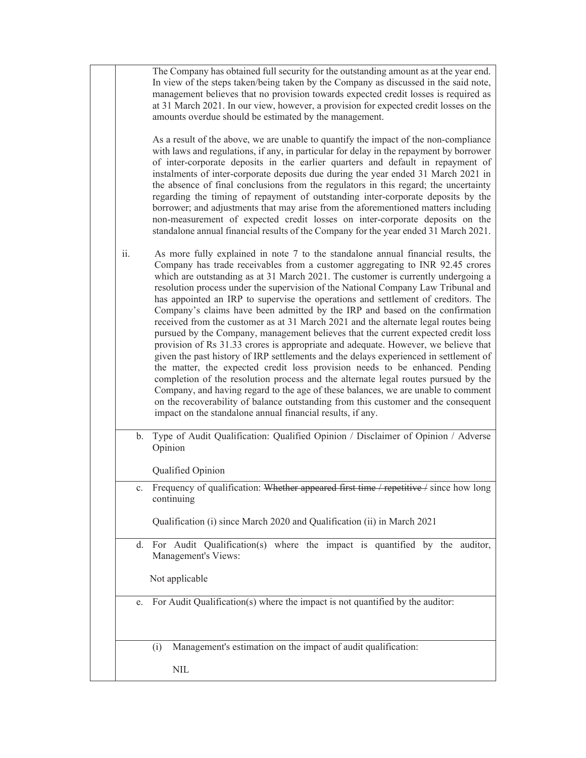The Company has obtained full security for the outstanding amount as at the year end. In view of the steps taken/being taken by the Company as discussed in the said note, management believes that no provision towards expected credit losses is required as at 31 March 2021. In our view, however, a provision for expected credit losses on the amounts overdue should be estimated by the management.

As a result of the above, we are unable to quantify the impact of the non-compliance with laws and regulations, if any, in particular for delay in the repayment by borrower of inter-corporate deposits in the earlier quarters and default in repayment of instalments of inter-corporate deposits due during the year ended 31 March 2021 in the absence of final conclusions from the regulators in this regard; the uncertainty regarding the timing of repayment of outstanding inter-corporate deposits by the borrower; and adjustments that may arise from the aforementioned matters including non-measurement of expected credit losses on inter-corporate deposits on the standalone annual financial results of the Company for the year ended 31 March 2021.

ii. As more fully explained in note 7 to the standalone annual financial results, the Company has trade receivables from a customer aggregating to INR 92.45 crores which are outstanding as at 31 March 2021. The customer is currently undergoing a resolution process under the supervision of the National Company Law Tribunal and has appointed an IRP to supervise the operations and settlement of creditors. The Company's claims have been admitted by the IRP and based on the confirmation received from the customer as at 31 March 2021 and the alternate legal routes being pursued by the Company, management believes that the current expected credit loss provision of Rs 31.33 crores is appropriate and adequate. However, we believe that given the past history of IRP settlements and the delays experienced in settlement of the matter, the expected credit loss provision needs to be enhanced. Pending completion of the resolution process and the alternate legal routes pursued by the Company, and having regard to the age of these balances, we are unable to comment on the recoverability of balance outstanding from this customer and the consequent impact on the standalone annual financial results, if any.

b. Type of Audit Qualification: Qualified Opinion / Disclaimer of Opinion / Adverse Opinion

Qualified Opinion

c. Frequency of qualification: ~~Whether appeared first time / repetitive /~~ since how long continuing

Qualification (i) since March 2020 and Qualification (ii) in March 2021

d. For Audit Qualification(s) where the impact is quantified by the auditor, Management's Views:

Not applicable

e. For Audit Qualification(s) where the impact is not quantified by the auditor:

(i) Management's estimation on the impact of audit qualification:

NIL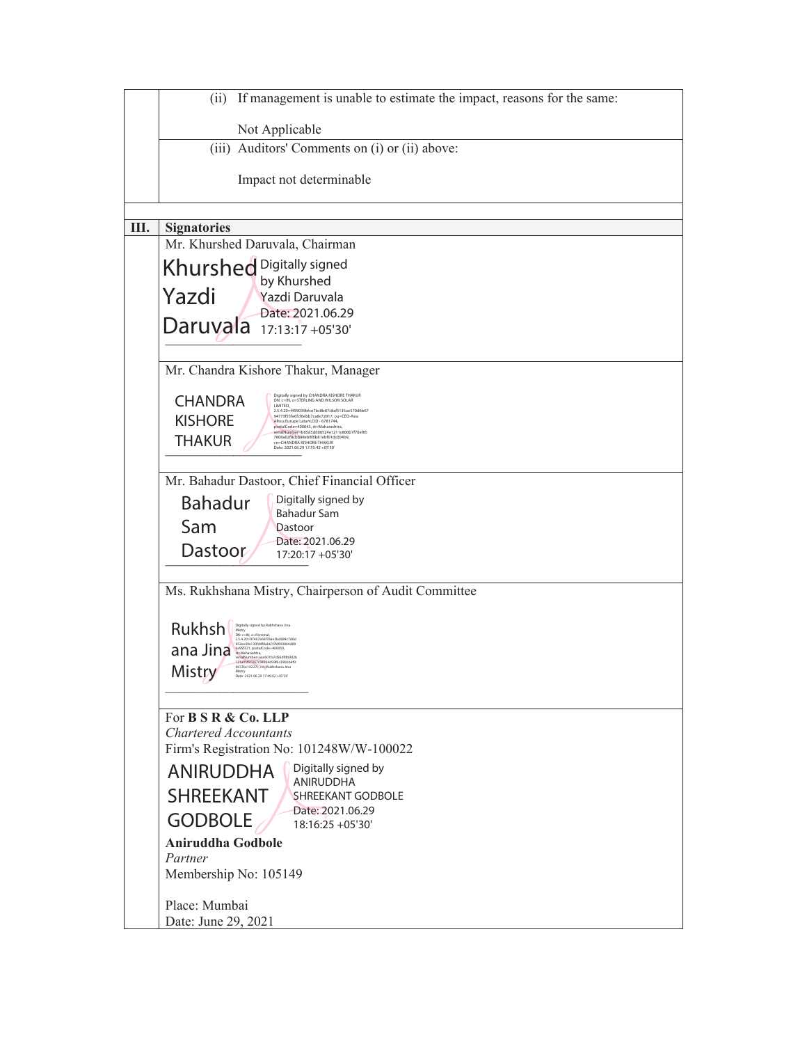| | |
|---|---|
| | (ii) If management is unable to estimate the impact, reasons for the same:<br><br>Not Applicable |
| | (iii) Auditors' Comments on (i) or (ii) above:<br><br>Impact not determinable |
| | |
| **III.** | **Signatories** |
| | Mr. Khurshed Daruvala, Chairman<br><br>Khurshed Yazdi Daruvala<br>Digitally signed by Khurshed Yazdi Daruvala<br>Date: 2021.06.29 17:13:17 +05'30' |
| | Mr. Chandra Kishore Thakur, Manager<br><br>CHANDRA KISHORE THAKUR<br>Digitally signed by CHANDRA KISHORE THAKUR<br>Date: 2021.06.29 17:55:42 +05'30' |
| | Mr. Bahadur Dastoor, Chief Financial Officer<br><br>Bahadur Sam Dastoor<br>Digitally signed by Bahadur Sam Dastoor<br>Date: 2021.06.29 17:20:17 +05'30' |
| | Ms. Rukhshana Mistry, Chairperson of Audit Committee<br><br>Rukhshana Jina Mistry<br>Digitally signed by Rukhshana Jina Mistry<br>Date: 2021.06.29 17:49:02 +05'30' |
| | For **B S R & Co. LLP**<br>*Chartered Accountants*<br>Firm's Registration No: 101248W/W-100022<br><br>ANIRUDDHA SHREEKANT GODBOLE<br>Digitally signed by ANIRUDDHA SHREEKANT GODBOLE<br>Date: 2021.06.29 18:16:25 +05'30'<br><br>**Aniruddha Godbole**<br>*Partner*<br>Membership No: 105149<br><br>Place: Mumbai<br>Date: June 29, 2021 |